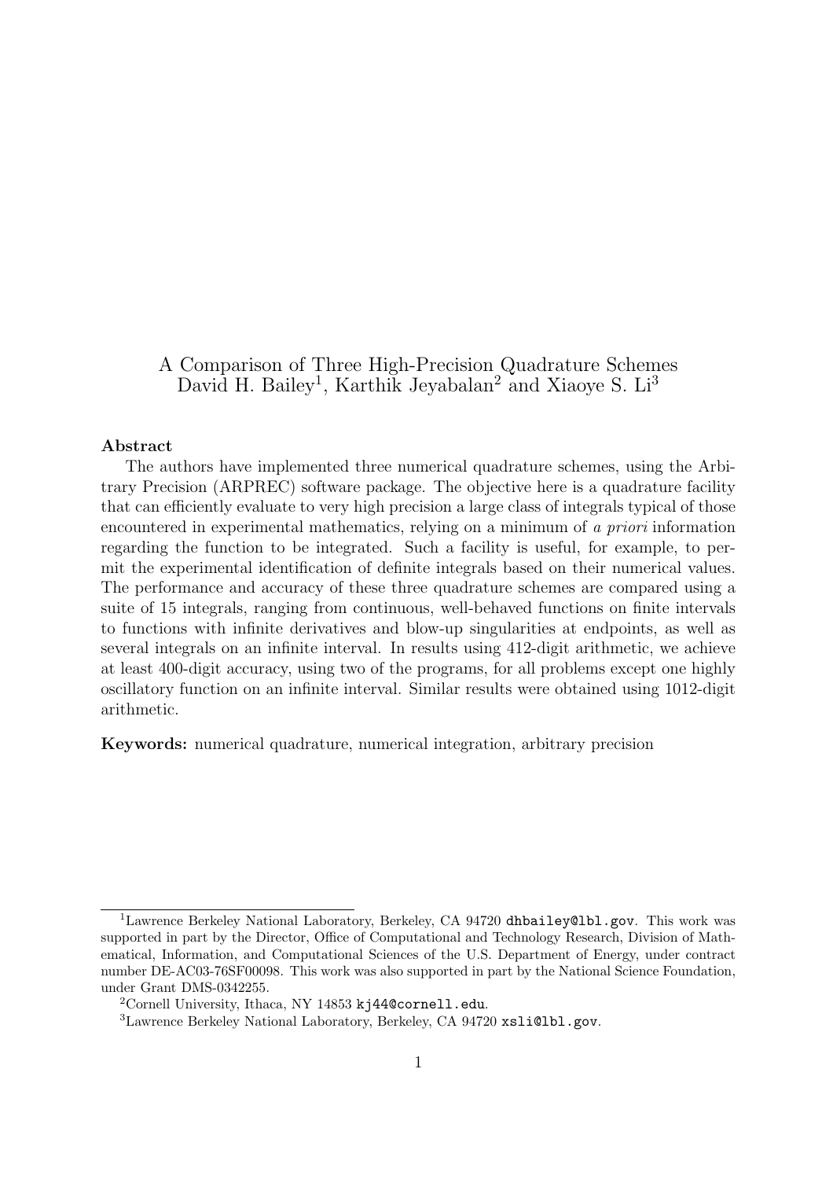# A Comparison of Three High-Precision Quadrature Schemes

David H. Bailey[1], Karthik Jeyabalan[2] and Xiaoye S. Li[3]

**Abstract**

The authors have implemented three numerical quadrature schemes, using the Arbitrary Precision (ARPREC) software package. The objective here is a quadrature facility that can efficiently evaluate to very high precision a large class of integrals typical of those encountered in experimental mathematics, relying on a minimum of *a priori* information regarding the function to be integrated. Such a facility is useful, for example, to permit the experimental identification of definite integrals based on their numerical values. The performance and accuracy of these three quadrature schemes are compared using a suite of 15 integrals, ranging from continuous, well-behaved functions on finite intervals to functions with infinite derivatives and blow-up singularities at endpoints, as well as several integrals on an infinite interval. In results using 412-digit arithmetic, we achieve at least 400-digit accuracy, using two of the programs, for all problems except one highly oscillatory function on an infinite interval. Similar results were obtained using 1012-digit arithmetic.

**Keywords:** numerical quadrature, numerical integration, arbitrary precision

---

[1] Lawrence Berkeley National Laboratory, Berkeley, CA 94720 dhbailey@lbl.gov. This work was supported in part by the Director, Office of Computational and Technology Research, Division of Mathematical, Information, and Computational Sciences of the U.S. Department of Energy, under contract number DE-AC03-76SF00098. This work was also supported in part by the National Science Foundation, under Grant DMS-0342255.

[2] Cornell University, Ithaca, NY 14853 kj44@cornell.edu.

[3] Lawrence Berkeley National Laboratory, Berkeley, CA 94720 xsli@lbl.gov.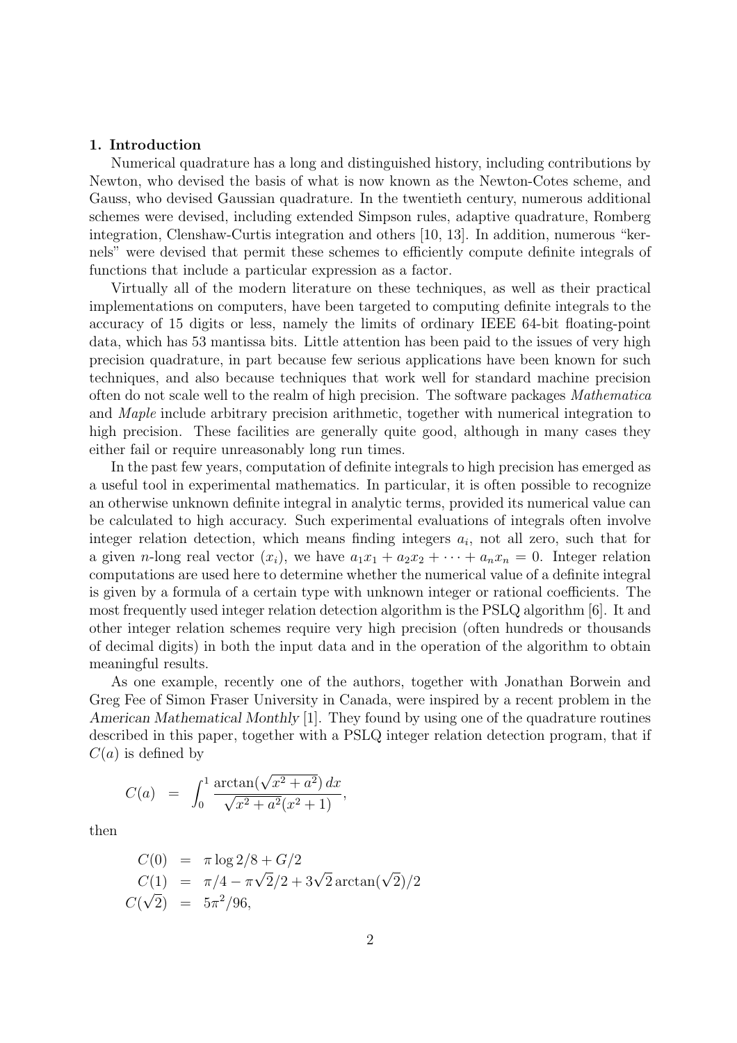## 1. Introduction

Numerical quadrature has a long and distinguished history, including contributions by Newton, who devised the basis of what is now known as the Newton-Cotes scheme, and Gauss, who devised Gaussian quadrature. In the twentieth century, numerous additional schemes were devised, including extended Simpson rules, adaptive quadrature, Romberg integration, Clenshaw-Curtis integration and others [10, 13]. In addition, numerous "kernels" were devised that permit these schemes to efficiently compute definite integrals of functions that include a particular expression as a factor.

Virtually all of the modern literature on these techniques, as well as their practical implementations on computers, have been targeted to computing definite integrals to the accuracy of 15 digits or less, namely the limits of ordinary IEEE 64-bit floating-point data, which has 53 mantissa bits. Little attention has been paid to the issues of very high precision quadrature, in part because few serious applications have been known for such techniques, and also because techniques that work well for standard machine precision often do not scale well to the realm of high precision. The software packages *Mathematica* and *Maple* include arbitrary precision arithmetic, together with numerical integration to high precision. These facilities are generally quite good, although in many cases they either fail or require unreasonably long run times.

In the past few years, computation of definite integrals to high precision has emerged as a useful tool in experimental mathematics. In particular, it is often possible to recognize an otherwise unknown definite integral in analytic terms, provided its numerical value can be calculated to high accuracy. Such experimental evaluations of integrals often involve integer relation detection, which means finding integers $a_i$, not all zero, such that for a given $n$-long real vector $(x_i)$, we have $a_1 x_1 + a_2 x_2 + \cdots + a_n x_n = 0$. Integer relation computations are used here to determine whether the numerical value of a definite integral is given by a formula of a certain type with unknown integer or rational coefficients. The most frequently used integer relation detection algorithm is the PSLQ algorithm [6]. It and other integer relation schemes require very high precision (often hundreds or thousands of decimal digits) in both the input data and in the operation of the algorithm to obtain meaningful results.

As one example, recently one of the authors, together with Jonathan Borwein and Greg Fee of Simon Fraser University in Canada, were inspired by a recent problem in the *American Mathematical Monthly* [1]. They found by using one of the quadrature routines described in this paper, together with a PSLQ integer relation detection program, that if $C(a)$ is defined by

$$C(a) \;=\; \int_0^1 \frac{\arctan(\sqrt{x^2 + a^2})\, dx}{\sqrt{x^2 + a^2}(x^2 + 1)},$$

then

$$\begin{aligned}
C(0) &= \pi \log 2/8 + G/2 \\
C(1) &= \pi/4 - \pi\sqrt{2}/2 + 3\sqrt{2}\arctan(\sqrt{2})/2 \\
C(\sqrt{2}) &= 5\pi^2/96,
\end{aligned}$$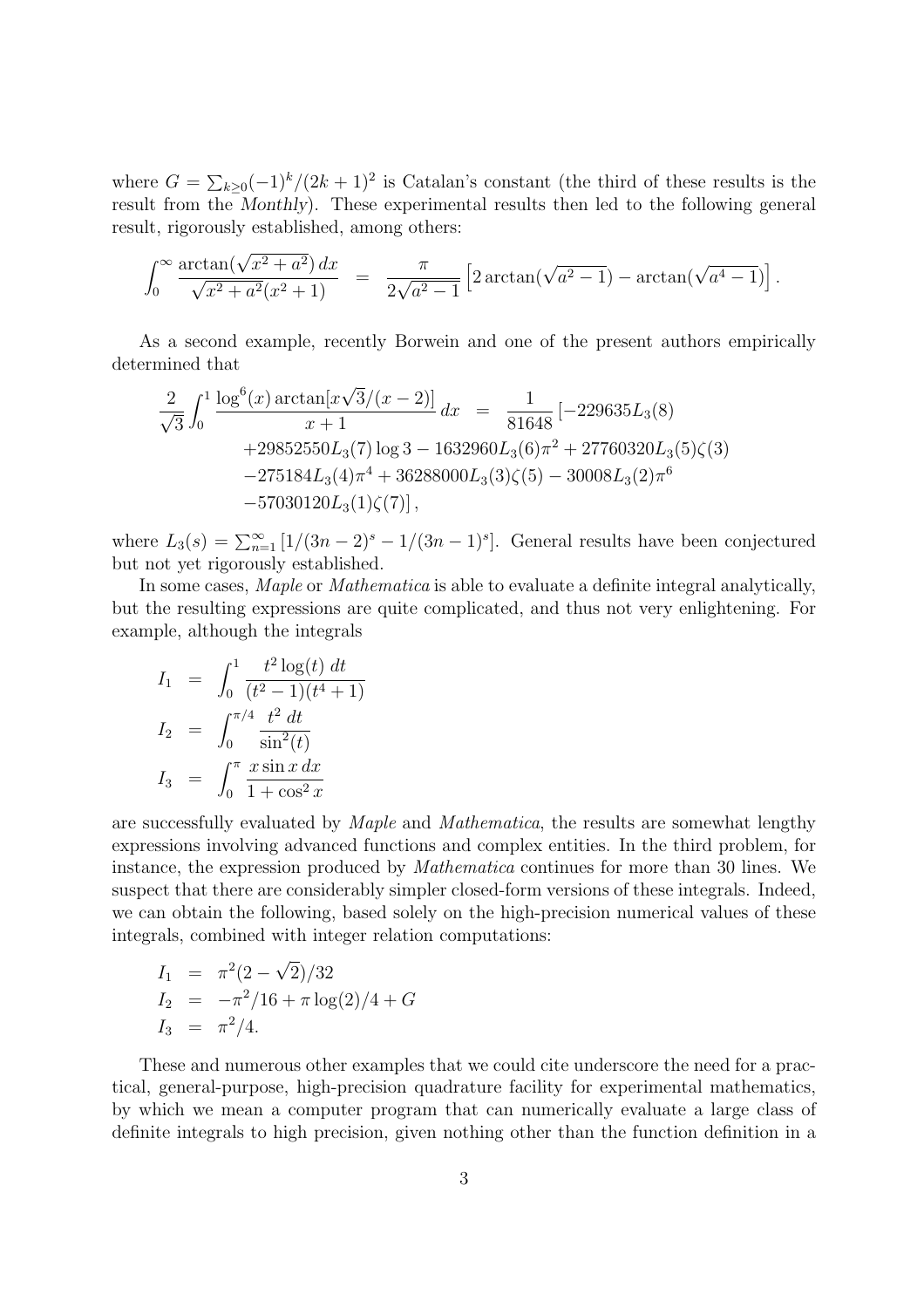where $G = \sum_{k \geq 0} (-1)^k/(2k+1)^2$ is Catalan's constant (the third of these results is the result from the *Monthly*). These experimental results then led to the following general result, rigorously established, among others:

$$\int_0^\infty \frac{\arctan(\sqrt{x^2+a^2})\,dx}{\sqrt{x^2+a^2}(x^2+1)} \quad = \quad \frac{\pi}{2\sqrt{a^2-1}}\left[2\arctan(\sqrt{a^2-1}) - \arctan(\sqrt{a^4-1})\right].$$

As a second example, recently Borwein and one of the present authors empirically determined that

$$\begin{aligned}
\frac{2}{\sqrt{3}}\int_0^1 \frac{\log^6(x)\arctan[x\sqrt{3}/(x-2)]}{x+1}\,dx \quad &= \quad \frac{1}{81648}\left[-229635 L_3(8)\right. \\
&+29852550 L_3(7)\log 3 - 1632960 L_3(6)\pi^2 + 27760320 L_3(5)\zeta(3) \\
&-275184 L_3(4)\pi^4 + 36288000 L_3(3)\zeta(5) - 30008 L_3(2)\pi^6 \\
&\left.-57030120 L_3(1)\zeta(7)\right],
\end{aligned}$$

where $L_3(s) = \sum_{n=1}^\infty [1/(3n-2)^s - 1/(3n-1)^s]$. General results have been conjectured but not yet rigorously established.

In some cases, *Maple* or *Mathematica* is able to evaluate a definite integral analytically, but the resulting expressions are quite complicated, and thus not very enlightening. For example, although the integrals

$$\begin{aligned}
I_1 &= \int_0^1 \frac{t^2 \log(t)\; dt}{(t^2-1)(t^4+1)} \\
I_2 &= \int_0^{\pi/4} \frac{t^2\; dt}{\sin^2(t)} \\
I_3 &= \int_0^\pi \frac{x \sin x\, dx}{1+\cos^2 x}
\end{aligned}$$

are successfully evaluated by *Maple* and *Mathematica*, the results are somewhat lengthy expressions involving advanced functions and complex entities. In the third problem, for instance, the expression produced by *Mathematica* continues for more than 30 lines. We suspect that there are considerably simpler closed-form versions of these integrals. Indeed, we can obtain the following, based solely on the high-precision numerical values of these integrals, combined with integer relation computations:

$$\begin{aligned}
I_1 &= \pi^2(2-\sqrt{2})/32 \\
I_2 &= -\pi^2/16 + \pi\log(2)/4 + G \\
I_3 &= \pi^2/4.
\end{aligned}$$

These and numerous other examples that we could cite underscore the need for a practical, general-purpose, high-precision quadrature facility for experimental mathematics, by which we mean a computer program that can numerically evaluate a large class of definite integrals to high precision, given nothing other than the function definition in a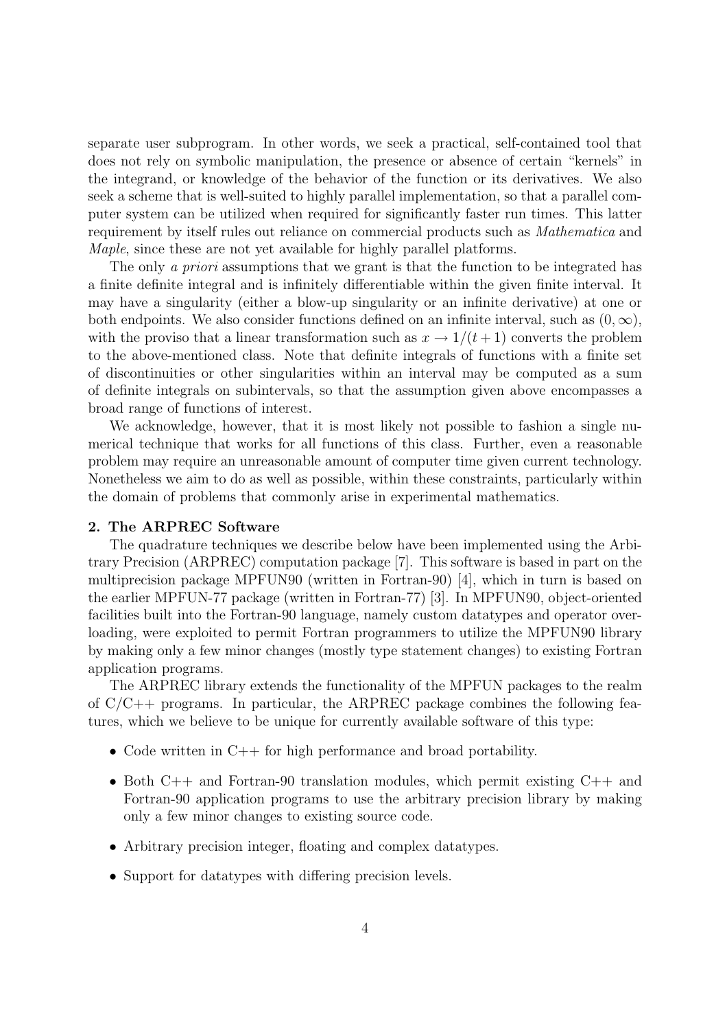separate user subprogram. In other words, we seek a practical, self-contained tool that does not rely on symbolic manipulation, the presence or absence of certain "kernels" in the integrand, or knowledge of the behavior of the function or its derivatives. We also seek a scheme that is well-suited to highly parallel implementation, so that a parallel computer system can be utilized when required for significantly faster run times. This latter requirement by itself rules out reliance on commercial products such as *Mathematica* and *Maple*, since these are not yet available for highly parallel platforms.

The only *a priori* assumptions that we grant is that the function to be integrated has a finite definite integral and is infinitely differentiable within the given finite interval. It may have a singularity (either a blow-up singularity or an infinite derivative) at one or both endpoints. We also consider functions defined on an infinite interval, such as $(0, \infty)$, with the proviso that a linear transformation such as $x \to 1/(t+1)$ converts the problem to the above-mentioned class. Note that definite integrals of functions with a finite set of discontinuities or other singularities within an interval may be computed as a sum of definite integrals on subintervals, so that the assumption given above encompasses a broad range of functions of interest.

We acknowledge, however, that it is most likely not possible to fashion a single numerical technique that works for all functions of this class. Further, even a reasonable problem may require an unreasonable amount of computer time given current technology. Nonetheless we aim to do as well as possible, within these constraints, particularly within the domain of problems that commonly arise in experimental mathematics.

**2. The ARPREC Software**

The quadrature techniques we describe below have been implemented using the Arbitrary Precision (ARPREC) computation package [7]. This software is based in part on the multiprecision package MPFUN90 (written in Fortran-90) [4], which in turn is based on the earlier MPFUN-77 package (written in Fortran-77) [3]. In MPFUN90, object-oriented facilities built into the Fortran-90 language, namely custom datatypes and operator overloading, were exploited to permit Fortran programmers to utilize the MPFUN90 library by making only a few minor changes (mostly type statement changes) to existing Fortran application programs.

The ARPREC library extends the functionality of the MPFUN packages to the realm of C/C++ programs. In particular, the ARPREC package combines the following features, which we believe to be unique for currently available software of this type:

- Code written in C++ for high performance and broad portability.
- Both C++ and Fortran-90 translation modules, which permit existing C++ and Fortran-90 application programs to use the arbitrary precision library by making only a few minor changes to existing source code.
- Arbitrary precision integer, floating and complex datatypes.
- Support for datatypes with differing precision levels.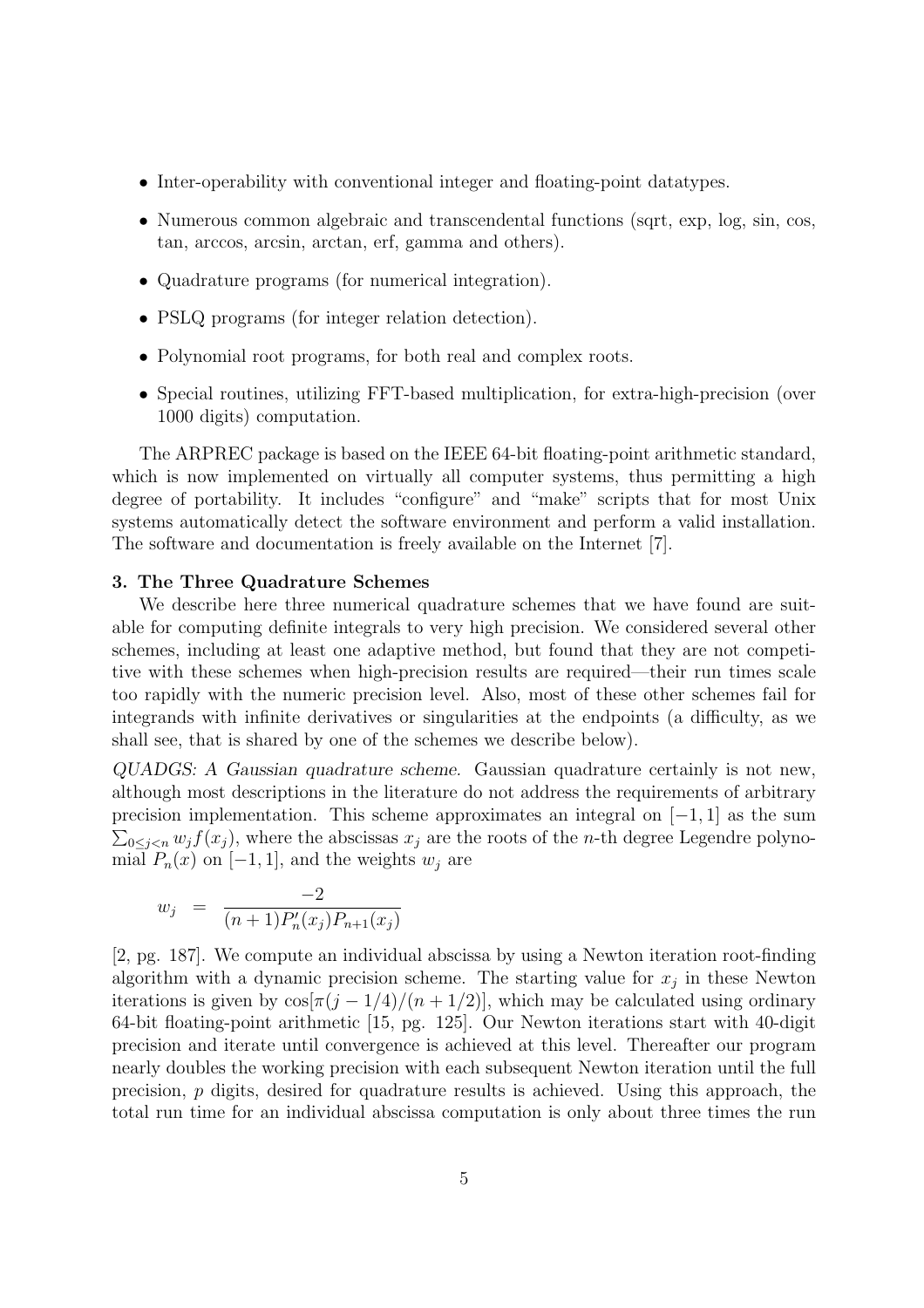- Inter-operability with conventional integer and floating-point datatypes.
- Numerous common algebraic and transcendental functions (sqrt, exp, log, sin, cos, tan, arccos, arcsin, arctan, erf, gamma and others).
- Quadrature programs (for numerical integration).
- PSLQ programs (for integer relation detection).
- Polynomial root programs, for both real and complex roots.
- Special routines, utilizing FFT-based multiplication, for extra-high-precision (over 1000 digits) computation.

The ARPREC package is based on the IEEE 64-bit floating-point arithmetic standard, which is now implemented on virtually all computer systems, thus permitting a high degree of portability. It includes "configure" and "make" scripts that for most Unix systems automatically detect the software environment and perform a valid installation. The software and documentation is freely available on the Internet [7].

**3. The Three Quadrature Schemes**

We describe here three numerical quadrature schemes that we have found are suitable for computing definite integrals to very high precision. We considered several other schemes, including at least one adaptive method, but found that they are not competitive with these schemes when high-precision results are required—their run times scale too rapidly with the numeric precision level. Also, most of these other schemes fail for integrands with infinite derivatives or singularities at the endpoints (a difficulty, as we shall see, that is shared by one of the schemes we describe below).

*QUADGS: A Gaussian quadrature scheme*. Gaussian quadrature certainly is not new, although most descriptions in the literature do not address the requirements of arbitrary precision implementation. This scheme approximates an integral on $[-1, 1]$ as the sum $\sum_{0 \le j < n} w_j f(x_j)$, where the abscissas $x_j$ are the roots of the $n$-th degree Legendre polynomial $P_n(x)$ on $[-1, 1]$, and the weights $w_j$ are

$$w_j = \frac{-2}{(n+1) P_n'(x_j) P_{n+1}(x_j)}$$

[2, pg. 187]. We compute an individual abscissa by using a Newton iteration root-finding algorithm with a dynamic precision scheme. The starting value for $x_j$ in these Newton iterations is given by $\cos[\pi(j - 1/4)/(n + 1/2)]$, which may be calculated using ordinary 64-bit floating-point arithmetic [15, pg. 125]. Our Newton iterations start with 40-digit precision and iterate until convergence is achieved at this level. Thereafter our program nearly doubles the working precision with each subsequent Newton iteration until the full precision, $p$ digits, desired for quadrature results is achieved. Using this approach, the total run time for an individual abscissa computation is only about three times the run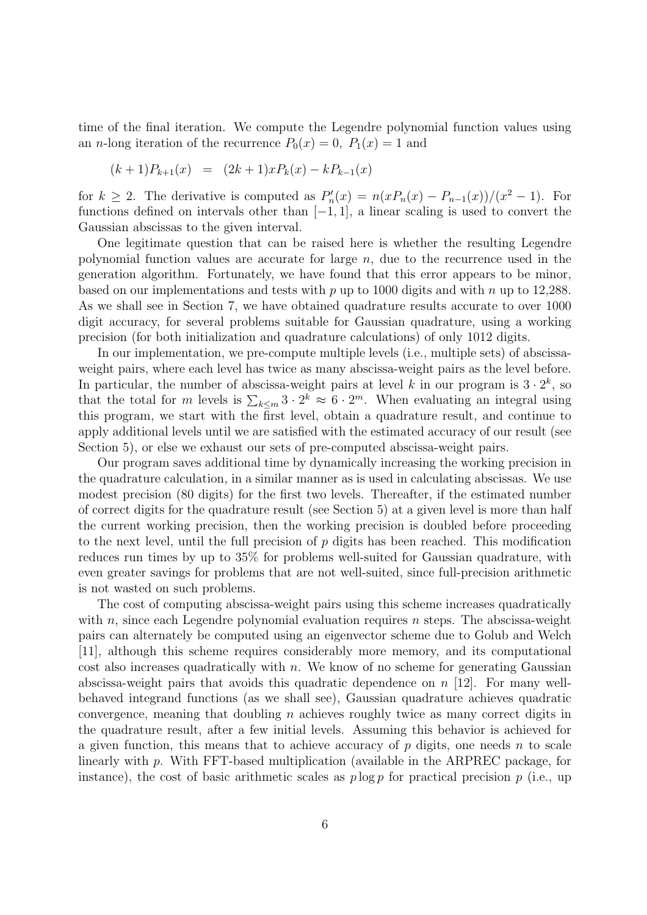time of the final iteration. We compute the Legendre polynomial function values using an $n$-long iteration of the recurrence $P_0(x) = 0,\ P_1(x) = 1$ and

$$(k+1)P_{k+1}(x) \ = \ (2k+1)xP_k(x) - kP_{k-1}(x)$$

for $k \geq 2$. The derivative is computed as $P_n'(x) = n(xP_n(x) - P_{n-1}(x))/(x^2-1)$. For functions defined on intervals other than $[-1,1]$, a linear scaling is used to convert the Gaussian abscissas to the given interval.

One legitimate question that can be raised here is whether the resulting Legendre polynomial function values are accurate for large $n$, due to the recurrence used in the generation algorithm. Fortunately, we have found that this error appears to be minor, based on our implementations and tests with $p$ up to 1000 digits and with $n$ up to 12,288. As we shall see in Section 7, we have obtained quadrature results accurate to over 1000 digit accuracy, for several problems suitable for Gaussian quadrature, using a working precision (for both initialization and quadrature calculations) of only 1012 digits.

In our implementation, we pre-compute multiple levels (i.e., multiple sets) of abscissa-weight pairs, where each level has twice as many abscissa-weight pairs as the level before. In particular, the number of abscissa-weight pairs at level $k$ in our program is $3 \cdot 2^k$, so that the total for $m$ levels is $\sum_{k \leq m} 3 \cdot 2^k \approx 6 \cdot 2^m$. When evaluating an integral using this program, we start with the first level, obtain a quadrature result, and continue to apply additional levels until we are satisfied with the estimated accuracy of our result (see Section 5), or else we exhaust our sets of pre-computed abscissa-weight pairs.

Our program saves additional time by dynamically increasing the working precision in the quadrature calculation, in a similar manner as is used in calculating abscissas. We use modest precision (80 digits) for the first two levels. Thereafter, if the estimated number of correct digits for the quadrature result (see Section 5) at a given level is more than half the current working precision, then the working precision is doubled before proceeding to the next level, until the full precision of $p$ digits has been reached. This modification reduces run times by up to 35% for problems well-suited for Gaussian quadrature, with even greater savings for problems that are not well-suited, since full-precision arithmetic is not wasted on such problems.

The cost of computing abscissa-weight pairs using this scheme increases quadratically with $n$, since each Legendre polynomial evaluation requires $n$ steps. The abscissa-weight pairs can alternately be computed using an eigenvector scheme due to Golub and Welch [11], although this scheme requires considerably more memory, and its computational cost also increases quadratically with $n$. We know of no scheme for generating Gaussian abscissa-weight pairs that avoids this quadratic dependence on $n$ [12]. For many well-behaved integrand functions (as we shall see), Gaussian quadrature achieves quadratic convergence, meaning that doubling $n$ achieves roughly twice as many correct digits in the quadrature result, after a few initial levels. Assuming this behavior is achieved for a given function, this means that to achieve accuracy of $p$ digits, one needs $n$ to scale linearly with $p$. With FFT-based multiplication (available in the ARPREC package, for instance), the cost of basic arithmetic scales as $p \log p$ for practical precision $p$ (i.e., up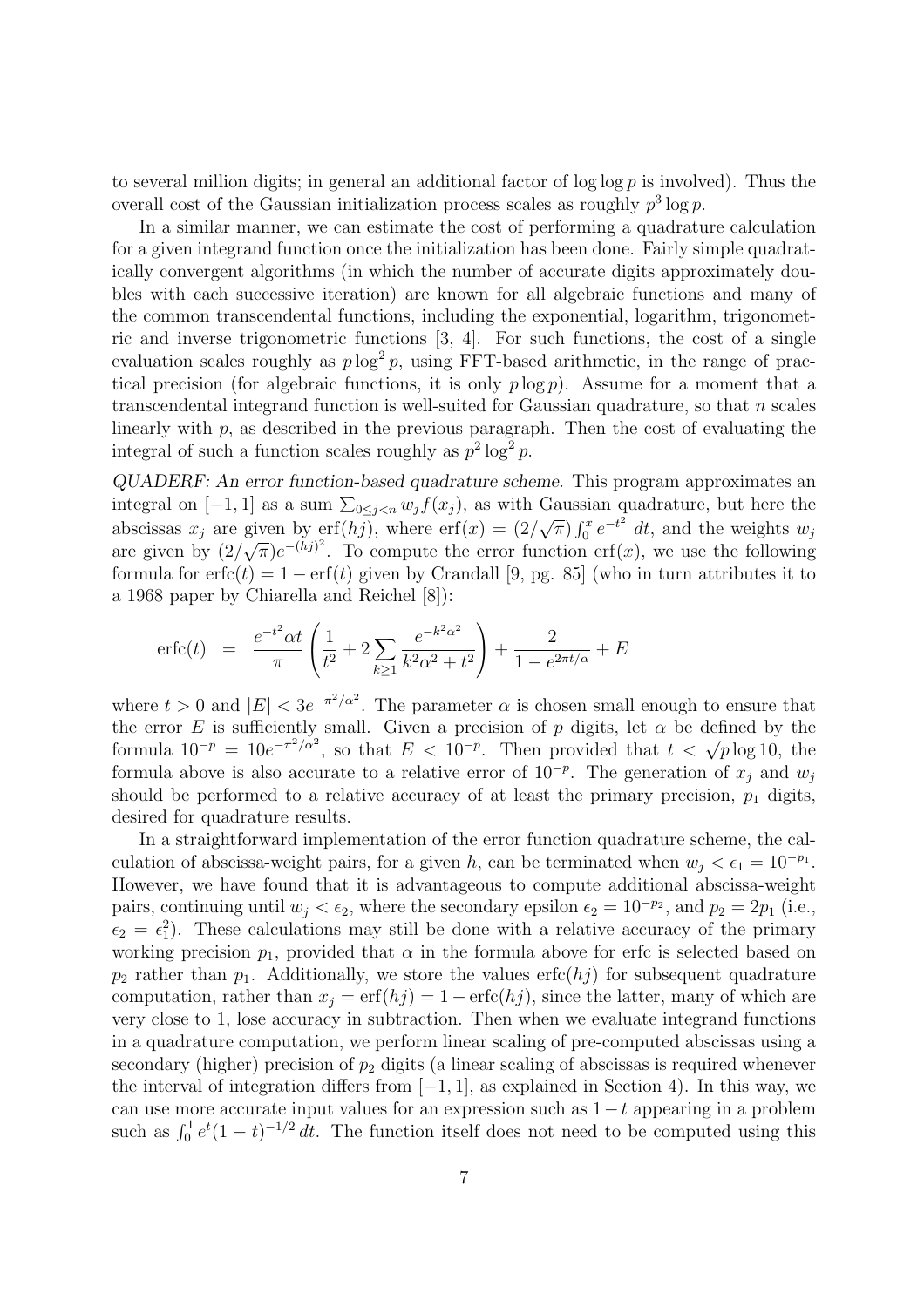to several million digits; in general an additional factor of $\log \log p$ is involved). Thus the overall cost of the Gaussian initialization process scales as roughly $p^3 \log p$.

In a similar manner, we can estimate the cost of performing a quadrature calculation for a given integrand function once the initialization has been done. Fairly simple quadratically convergent algorithms (in which the number of accurate digits approximately doubles with each successive iteration) are known for all algebraic functions and many of the common transcendental functions, including the exponential, logarithm, trigonometric and inverse trigonometric functions [3, 4]. For such functions, the cost of a single evaluation scales roughly as $p \log^2 p$, using FFT-based arithmetic, in the range of practical precision (for algebraic functions, it is only $p \log p$). Assume for a moment that a transcendental integrand function is well-suited for Gaussian quadrature, so that $n$ scales linearly with $p$, as described in the previous paragraph. Then the cost of evaluating the integral of such a function scales roughly as $p^2 \log^2 p$.

*QUADERF: An error function-based quadrature scheme.* This program approximates an integral on $[-1, 1]$ as a sum $\sum_{0 \le j < n} w_j f(x_j)$, as with Gaussian quadrature, but here the abscissas $x_j$ are given by $\mathrm{erf}(hj)$, where $\mathrm{erf}(x) = (2/\sqrt{\pi}) \int_0^x e^{-t^2}\, dt$, and the weights $w_j$ are given by $(2/\sqrt{\pi}) e^{-(hj)^2}$. To compute the error function $\mathrm{erf}(x)$, we use the following formula for $\mathrm{erfc}(t) = 1 - \mathrm{erf}(t)$ given by Crandall [9, pg. 85] (who in turn attributes it to a 1968 paper by Chiarella and Reichel [8]):

$$\mathrm{erfc}(t) \;\; = \;\; \frac{e^{-t^2} \alpha t}{\pi} \left( \frac{1}{t^2} + 2 \sum_{k \ge 1} \frac{e^{-k^2 \alpha^2}}{k^2 \alpha^2 + t^2} \right) + \frac{2}{1 - e^{2\pi t/\alpha}} + E$$

where $t > 0$ and $|E| < 3e^{-\pi^2/\alpha^2}$. The parameter $\alpha$ is chosen small enough to ensure that the error $E$ is sufficiently small. Given a precision of $p$ digits, let $\alpha$ be defined by the formula $10^{-p} = 10 e^{-\pi^2/\alpha^2}$, so that $E < 10^{-p}$. Then provided that $t < \sqrt{p \log 10}$, the formula above is also accurate to a relative error of $10^{-p}$. The generation of $x_j$ and $w_j$ should be performed to a relative accuracy of at least the primary precision, $p_1$ digits, desired for quadrature results.

In a straightforward implementation of the error function quadrature scheme, the calculation of abscissa-weight pairs, for a given $h$, can be terminated when $w_j < \epsilon_1 = 10^{-p_1}$. However, we have found that it is advantageous to compute additional abscissa-weight pairs, continuing until $w_j < \epsilon_2$, where the secondary epsilon $\epsilon_2 = 10^{-p_2}$, and $p_2 = 2p_1$ (i.e., $\epsilon_2 = \epsilon_1^2$). These calculations may still be done with a relative accuracy of the primary working precision $p_1$, provided that $\alpha$ in the formula above for erfc is selected based on $p_2$ rather than $p_1$. Additionally, we store the values $\mathrm{erfc}(hj)$ for subsequent quadrature computation, rather than $x_j = \mathrm{erf}(hj) = 1 - \mathrm{erfc}(hj)$, since the latter, many of which are very close to 1, lose accuracy in subtraction. Then when we evaluate integrand functions in a quadrature computation, we perform linear scaling of pre-computed abscissas using a secondary (higher) precision of $p_2$ digits (a linear scaling of abscissas is required whenever the interval of integration differs from $[-1, 1]$, as explained in Section 4). In this way, we can use more accurate input values for an expression such as $1 - t$ appearing in a problem such as $\int_0^1 e^t (1 - t)^{-1/2}\, dt$. The function itself does not need to be computed using this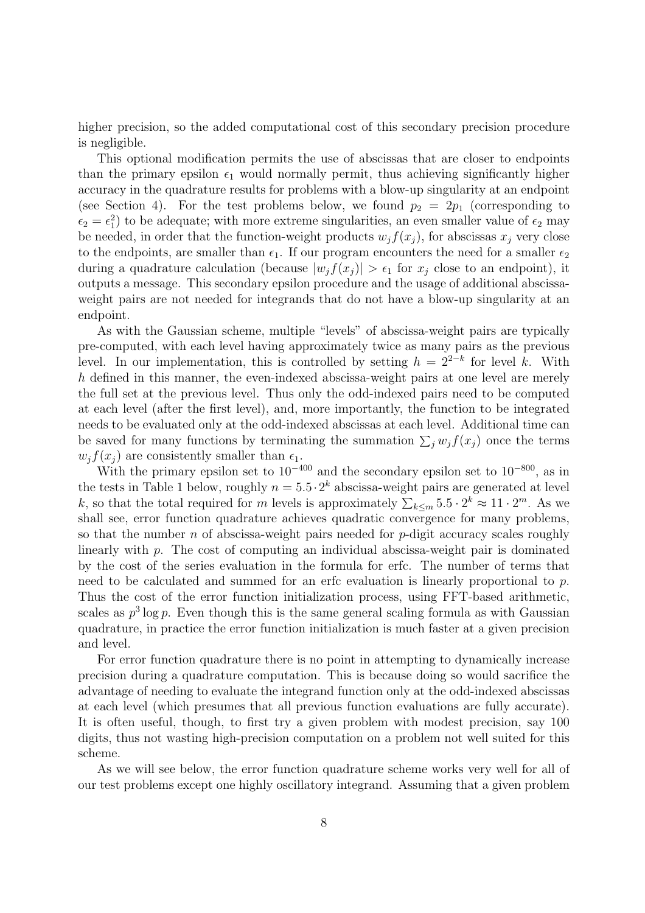higher precision, so the added computational cost of this secondary precision procedure is negligible.

This optional modification permits the use of abscissas that are closer to endpoints than the primary epsilon $\epsilon_1$ would normally permit, thus achieving significantly higher accuracy in the quadrature results for problems with a blow-up singularity at an endpoint (see Section 4). For the test problems below, we found $p_2 = 2p_1$ (corresponding to $\epsilon_2 = \epsilon_1^2$) to be adequate; with more extreme singularities, an even smaller value of $\epsilon_2$ may be needed, in order that the function-weight products $w_j f(x_j)$, for abscissas $x_j$ very close to the endpoints, are smaller than $\epsilon_1$. If our program encounters the need for a smaller $\epsilon_2$ during a quadrature calculation (because $|w_j f(x_j)| > \epsilon_1$ for $x_j$ close to an endpoint), it outputs a message. This secondary epsilon procedure and the usage of additional abscissa-weight pairs are not needed for integrands that do not have a blow-up singularity at an endpoint.

As with the Gaussian scheme, multiple "levels" of abscissa-weight pairs are typically pre-computed, with each level having approximately twice as many pairs as the previous level. In our implementation, this is controlled by setting $h = 2^{2-k}$ for level $k$. With $h$ defined in this manner, the even-indexed abscissa-weight pairs at one level are merely the full set at the previous level. Thus only the odd-indexed pairs need to be computed at each level (after the first level), and, more importantly, the function to be integrated needs to be evaluated only at the odd-indexed abscissas at each level. Additional time can be saved for many functions by terminating the summation $\sum_j w_j f(x_j)$ once the terms $w_j f(x_j)$ are consistently smaller than $\epsilon_1$.

With the primary epsilon set to $10^{-400}$ and the secondary epsilon set to $10^{-800}$, as in the tests in Table 1 below, roughly $n = 5.5 \cdot 2^k$ abscissa-weight pairs are generated at level $k$, so that the total required for $m$ levels is approximately $\sum_{k \le m} 5.5 \cdot 2^k \approx 11 \cdot 2^m$. As we shall see, error function quadrature achieves quadratic convergence for many problems, so that the number $n$ of abscissa-weight pairs needed for $p$-digit accuracy scales roughly linearly with $p$. The cost of computing an individual abscissa-weight pair is dominated by the cost of the series evaluation in the formula for erfc. The number of terms that need to be calculated and summed for an erfc evaluation is linearly proportional to $p$. Thus the cost of the error function initialization process, using FFT-based arithmetic, scales as $p^3 \log p$. Even though this is the same general scaling formula as with Gaussian quadrature, in practice the error function initialization is much faster at a given precision and level.

For error function quadrature there is no point in attempting to dynamically increase precision during a quadrature computation. This is because doing so would sacrifice the advantage of needing to evaluate the integrand function only at the odd-indexed abscissas at each level (which presumes that all previous function evaluations are fully accurate). It is often useful, though, to first try a given problem with modest precision, say 100 digits, thus not wasting high-precision computation on a problem not well suited for this scheme.

As we will see below, the error function quadrature scheme works very well for all of our test problems except one highly oscillatory integrand. Assuming that a given problem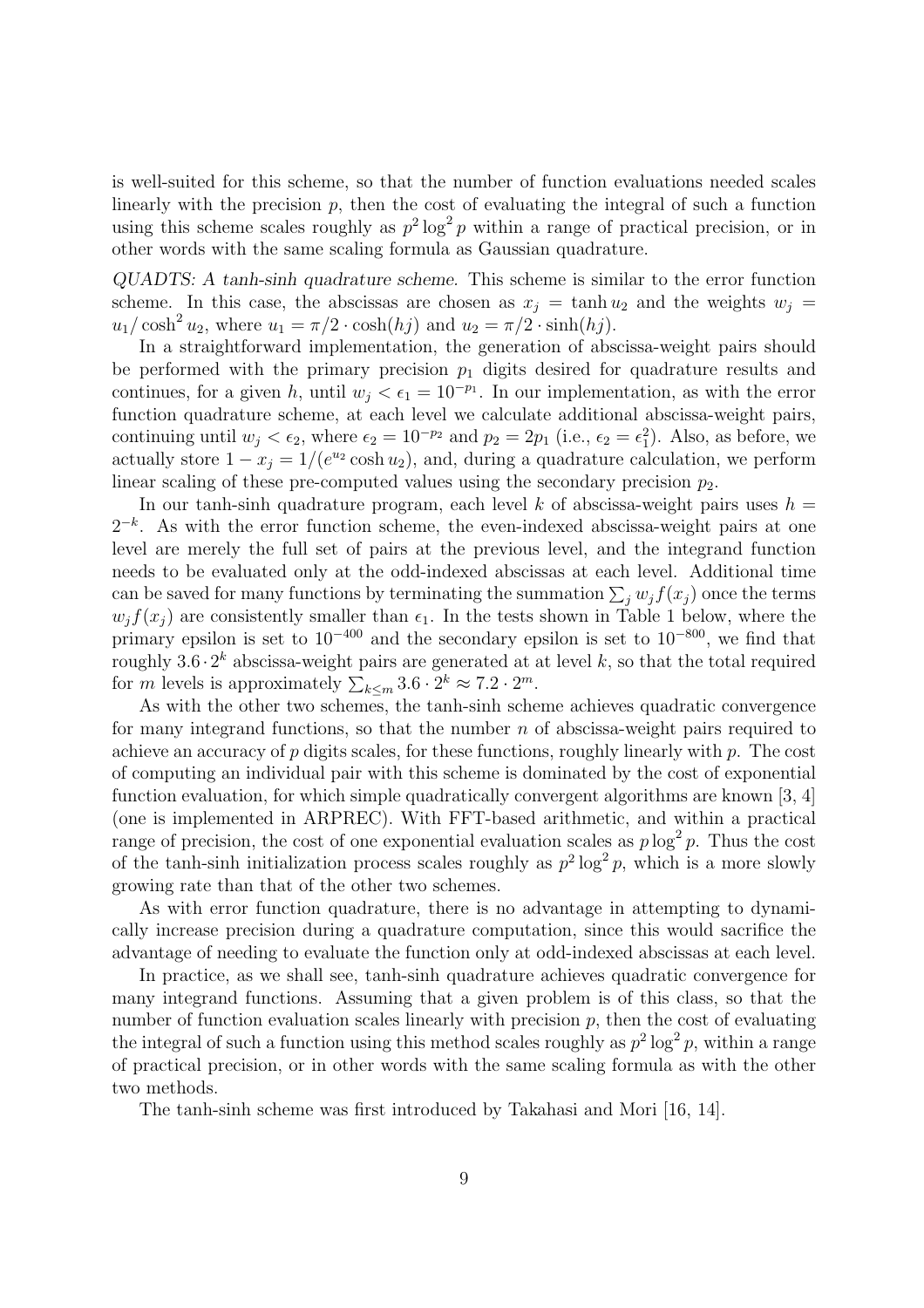is well-suited for this scheme, so that the number of function evaluations needed scales linearly with the precision $p$, then the cost of evaluating the integral of such a function using this scheme scales roughly as $p^2 \log^2 p$ within a range of practical precision, or in other words with the same scaling formula as Gaussian quadrature.

*QUADTS: A tanh-sinh quadrature scheme.* This scheme is similar to the error function scheme. In this case, the abscissas are chosen as $x_j = \tanh u_2$ and the weights $w_j = u_1/\cosh^2 u_2$, where $u_1 = \pi/2 \cdot \cosh(hj)$ and $u_2 = \pi/2 \cdot \sinh(hj)$.

In a straightforward implementation, the generation of abscissa-weight pairs should be performed with the primary precision $p_1$ digits desired for quadrature results and continues, for a given $h$, until $w_j < \epsilon_1 = 10^{-p_1}$. In our implementation, as with the error function quadrature scheme, at each level we calculate additional abscissa-weight pairs, continuing until $w_j < \epsilon_2$, where $\epsilon_2 = 10^{-p_2}$ and $p_2 = 2p_1$ (i.e., $\epsilon_2 = \epsilon_1^2$). Also, as before, we actually store $1 - x_j = 1/(e^{u_2} \cosh u_2)$, and, during a quadrature calculation, we perform linear scaling of these pre-computed values using the secondary precision $p_2$.

In our tanh-sinh quadrature program, each level $k$ of abscissa-weight pairs uses $h = 2^{-k}$. As with the error function scheme, the even-indexed abscissa-weight pairs at one level are merely the full set of pairs at the previous level, and the integrand function needs to be evaluated only at the odd-indexed abscissas at each level. Additional time can be saved for many functions by terminating the summation $\sum_j w_j f(x_j)$ once the terms $w_j f(x_j)$ are consistently smaller than $\epsilon_1$. In the tests shown in Table 1 below, where the primary epsilon is set to $10^{-400}$ and the secondary epsilon is set to $10^{-800}$, we find that roughly $3.6 \cdot 2^k$ abscissa-weight pairs are generated at at level $k$, so that the total required for $m$ levels is approximately $\sum_{k \le m} 3.6 \cdot 2^k \approx 7.2 \cdot 2^m$.

As with the other two schemes, the tanh-sinh scheme achieves quadratic convergence for many integrand functions, so that the number $n$ of abscissa-weight pairs required to achieve an accuracy of $p$ digits scales, for these functions, roughly linearly with $p$. The cost of computing an individual pair with this scheme is dominated by the cost of exponential function evaluation, for which simple quadratically convergent algorithms are known [3, 4] (one is implemented in ARPREC). With FFT-based arithmetic, and within a practical range of precision, the cost of one exponential evaluation scales as $p \log^2 p$. Thus the cost of the tanh-sinh initialization process scales roughly as $p^2 \log^2 p$, which is a more slowly growing rate than that of the other two schemes.

As with error function quadrature, there is no advantage in attempting to dynamically increase precision during a quadrature computation, since this would sacrifice the advantage of needing to evaluate the function only at odd-indexed abscissas at each level.

In practice, as we shall see, tanh-sinh quadrature achieves quadratic convergence for many integrand functions. Assuming that a given problem is of this class, so that the number of function evaluation scales linearly with precision $p$, then the cost of evaluating the integral of such a function using this method scales roughly as $p^2 \log^2 p$, within a range of practical precision, or in other words with the same scaling formula as with the other two methods.

The tanh-sinh scheme was first introduced by Takahasi and Mori [16, 14].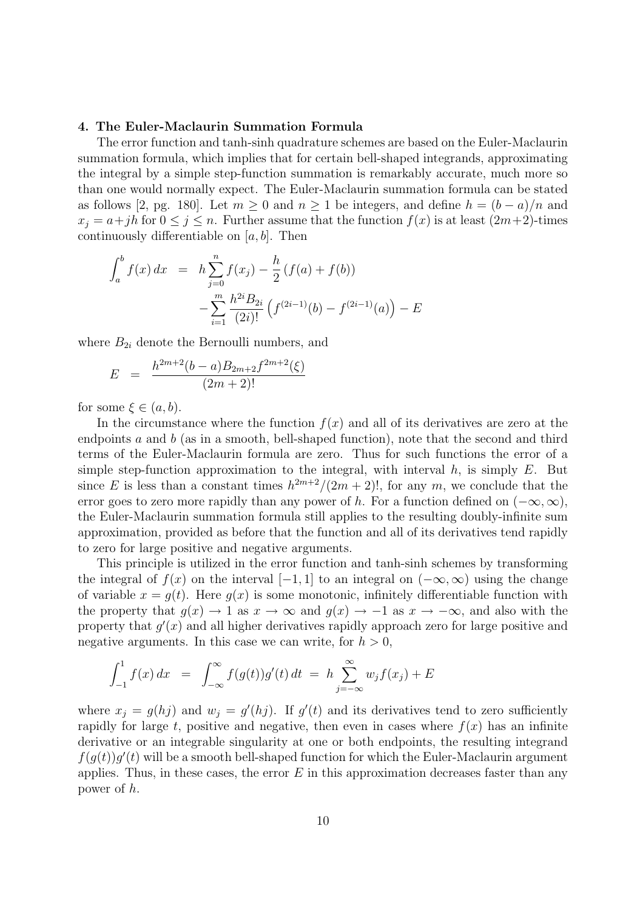### 4. The Euler-Maclaurin Summation Formula

The error function and tanh-sinh quadrature schemes are based on the Euler-Maclaurin summation formula, which implies that for certain bell-shaped integrands, approximating the integral by a simple step-function summation is remarkably accurate, much more so than one would normally expect. The Euler-Maclaurin summation formula can be stated as follows [2, pg. 180]. Let $m \geq 0$ and $n \geq 1$ be integers, and define $h = (b-a)/n$ and $x_j = a + jh$ for $0 \leq j \leq n$. Further assume that the function $f(x)$ is at least $(2m+2)$-times continuously differentiable on $[a, b]$. Then

$$
\begin{aligned}
\int_a^b f(x)\,dx &= h \sum_{j=0}^{n} f(x_j) - \frac{h}{2}\left(f(a) + f(b)\right) \\
&\quad - \sum_{i=1}^{m} \frac{h^{2i} B_{2i}}{(2i)!}\left(f^{(2i-1)}(b) - f^{(2i-1)}(a)\right) - E
\end{aligned}
$$

where $B_{2i}$ denote the Bernoulli numbers, and

$$
E = \frac{h^{2m+2}(b-a) B_{2m+2} f^{2m+2}(\xi)}{(2m+2)!}
$$

for some $\xi \in (a, b)$.

In the circumstance where the function $f(x)$ and all of its derivatives are zero at the endpoints $a$ and $b$ (as in a smooth, bell-shaped function), note that the second and third terms of the Euler-Maclaurin formula are zero. Thus for such functions the error of a simple step-function approximation to the integral, with interval $h$, is simply $E$. But since $E$ is less than a constant times $h^{2m+2}/(2m+2)!$, for any $m$, we conclude that the error goes to zero more rapidly than any power of $h$. For a function defined on $(-\infty, \infty)$, the Euler-Maclaurin summation formula still applies to the resulting doubly-infinite sum approximation, provided as before that the function and all of its derivatives tend rapidly to zero for large positive and negative arguments.

This principle is utilized in the error function and tanh-sinh schemes by transforming the integral of $f(x)$ on the interval $[-1, 1]$ to an integral on $(-\infty, \infty)$ using the change of variable $x = g(t)$. Here $g(x)$ is some monotonic, infinitely differentiable function with the property that $g(x) \to 1$ as $x \to \infty$ and $g(x) \to -1$ as $x \to -\infty$, and also with the property that $g'(x)$ and all higher derivatives rapidly approach zero for large positive and negative arguments. In this case we can write, for $h > 0$,

$$
\int_{-1}^{1} f(x)\,dx = \int_{-\infty}^{\infty} f(g(t)) g'(t)\,dt = h \sum_{j=-\infty}^{\infty} w_j f(x_j) + E
$$

where $x_j = g(hj)$ and $w_j = g'(hj)$. If $g'(t)$ and its derivatives tend to zero sufficiently rapidly for large $t$, positive and negative, then even in cases where $f(x)$ has an infinite derivative or an integrable singularity at one or both endpoints, the resulting integrand $f(g(t))g'(t)$ will be a smooth bell-shaped function for which the Euler-Maclaurin argument applies. Thus, in these cases, the error $E$ in this approximation decreases faster than any power of $h$.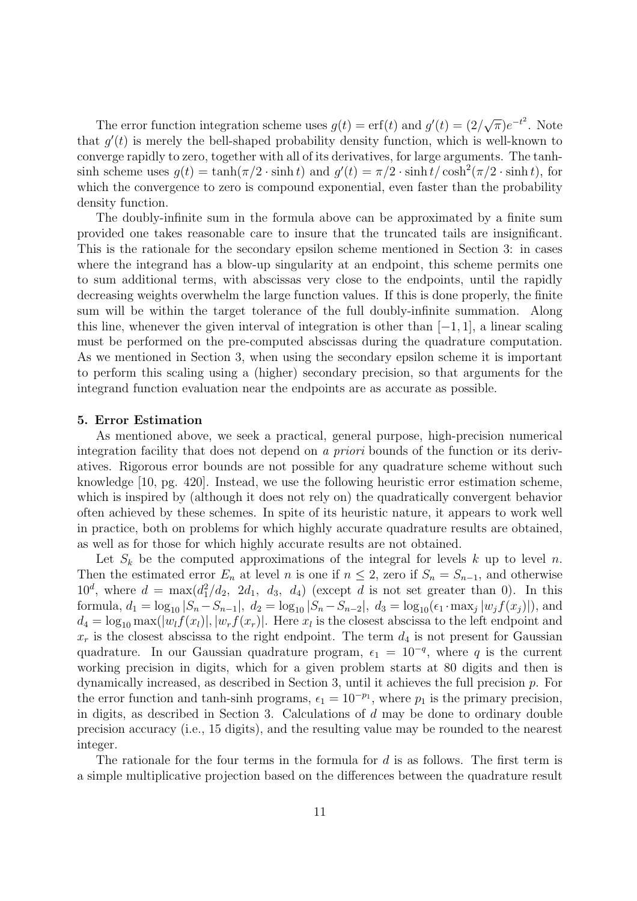The error function integration scheme uses $g(t) = \text{erf}(t)$ and $g'(t) = (2/\sqrt{\pi})e^{-t^2}$. Note that $g'(t)$ is merely the bell-shaped probability density function, which is well-known to converge rapidly to zero, together with all of its derivatives, for large arguments. The tanh-sinh scheme uses $g(t) = \tanh(\pi/2 \cdot \sinh t)$ and $g'(t) = \pi/2 \cdot \sinh t / \cosh^2(\pi/2 \cdot \sinh t)$, for which the convergence to zero is compound exponential, even faster than the probability density function.

The doubly-infinite sum in the formula above can be approximated by a finite sum provided one takes reasonable care to insure that the truncated tails are insignificant. This is the rationale for the secondary epsilon scheme mentioned in Section 3: in cases where the integrand has a blow-up singularity at an endpoint, this scheme permits one to sum additional terms, with abscissas very close to the endpoints, until the rapidly decreasing weights overwhelm the large function values. If this is done properly, the finite sum will be within the target tolerance of the full doubly-infinite summation. Along this line, whenever the given interval of integration is other than $[-1, 1]$, a linear scaling must be performed on the pre-computed abscissas during the quadrature computation. As we mentioned in Section 3, when using the secondary epsilon scheme it is important to perform this scaling using a (higher) secondary precision, so that arguments for the integrand function evaluation near the endpoints are as accurate as possible.

**5. Error Estimation**

As mentioned above, we seek a practical, general purpose, high-precision numerical integration facility that does not depend on *a priori* bounds of the function or its derivatives. Rigorous error bounds are not possible for any quadrature scheme without such knowledge [10, pg. 420]. Instead, we use the following heuristic error estimation scheme, which is inspired by (although it does not rely on) the quadratically convergent behavior often achieved by these schemes. In spite of its heuristic nature, it appears to work well in practice, both on problems for which highly accurate quadrature results are obtained, as well as for those for which highly accurate results are not obtained.

Let $S_k$ be the computed approximations of the integral for levels $k$ up to level $n$. Then the estimated error $E_n$ at level $n$ is one if $n \le 2$, zero if $S_n = S_{n-1}$, and otherwise $10^d$, where $d = \max(d_1^2/d_2,\ 2d_1,\ d_3,\ d_4)$ (except $d$ is not set greater than 0). In this formula, $d_1 = \log_{10}|S_n - S_{n-1}|$, $d_2 = \log_{10}|S_n - S_{n-2}|$, $d_3 = \log_{10}(\epsilon_1 \cdot \max_j |w_j f(x_j)|)$, and $d_4 = \log_{10}\max(|w_l f(x_l)|, |w_r f(x_r)|$. Here $x_l$ is the closest abscissa to the left endpoint and $x_r$ is the closest abscissa to the right endpoint. The term $d_4$ is not present for Gaussian quadrature. In our Gaussian quadrature program, $\epsilon_1 = 10^{-q}$, where $q$ is the current working precision in digits, which for a given problem starts at 80 digits and then is dynamically increased, as described in Section 3, until it achieves the full precision $p$. For the error function and tanh-sinh programs, $\epsilon_1 = 10^{-p_1}$, where $p_1$ is the primary precision, in digits, as described in Section 3. Calculations of $d$ may be done to ordinary double precision accuracy (i.e., 15 digits), and the resulting value may be rounded to the nearest integer.

The rationale for the four terms in the formula for $d$ is as follows. The first term is a simple multiplicative projection based on the differences between the quadrature result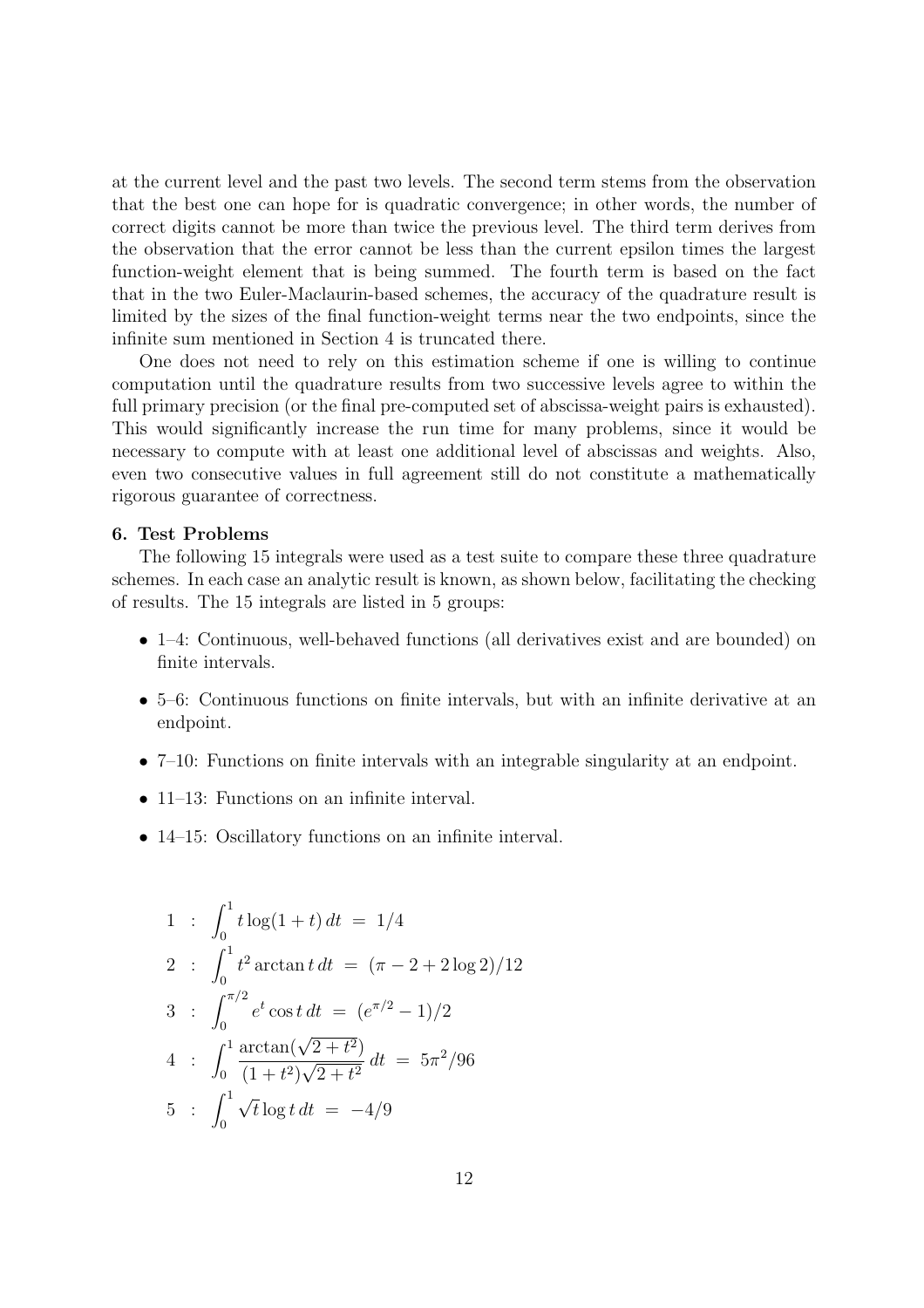at the current level and the past two levels. The second term stems from the observation that the best one can hope for is quadratic convergence; in other words, the number of correct digits cannot be more than twice the previous level. The third term derives from the observation that the error cannot be less than the current epsilon times the largest function-weight element that is being summed. The fourth term is based on the fact that in the two Euler-Maclaurin-based schemes, the accuracy of the quadrature result is limited by the sizes of the final function-weight terms near the two endpoints, since the infinite sum mentioned in Section 4 is truncated there.

One does not need to rely on this estimation scheme if one is willing to continue computation until the quadrature results from two successive levels agree to within the full primary precision (or the final pre-computed set of abscissa-weight pairs is exhausted). This would significantly increase the run time for many problems, since it would be necessary to compute with at least one additional level of abscissas and weights. Also, even two consecutive values in full agreement still do not constitute a mathematically rigorous guarantee of correctness.

**6. Test Problems**

The following 15 integrals were used as a test suite to compare these three quadrature schemes. In each case an analytic result is known, as shown below, facilitating the checking of results. The 15 integrals are listed in 5 groups:

- 1–4: Continuous, well-behaved functions (all derivatives exist and are bounded) on finite intervals.
- 5–6: Continuous functions on finite intervals, but with an infinite derivative at an endpoint.
- 7–10: Functions on finite intervals with an integrable singularity at an endpoint.
- 11–13: Functions on an infinite interval.
- 14–15: Oscillatory functions on an infinite interval.

$$1 \;:\; \int_0^1 t \log(1+t)\,dt \;=\; 1/4$$

$$2 \;:\; \int_0^1 t^2 \arctan t\,dt \;=\; (\pi - 2 + 2\log 2)/12$$

$$3 \;:\; \int_0^{\pi/2} e^t \cos t\,dt \;=\; (e^{\pi/2} - 1)/2$$

$$4 \;:\; \int_0^1 \frac{\arctan(\sqrt{2+t^2})}{(1+t^2)\sqrt{2+t^2}}\,dt \;=\; 5\pi^2/96$$

$$5 \;:\; \int_0^1 \sqrt{t}\log t\,dt \;=\; -4/9$$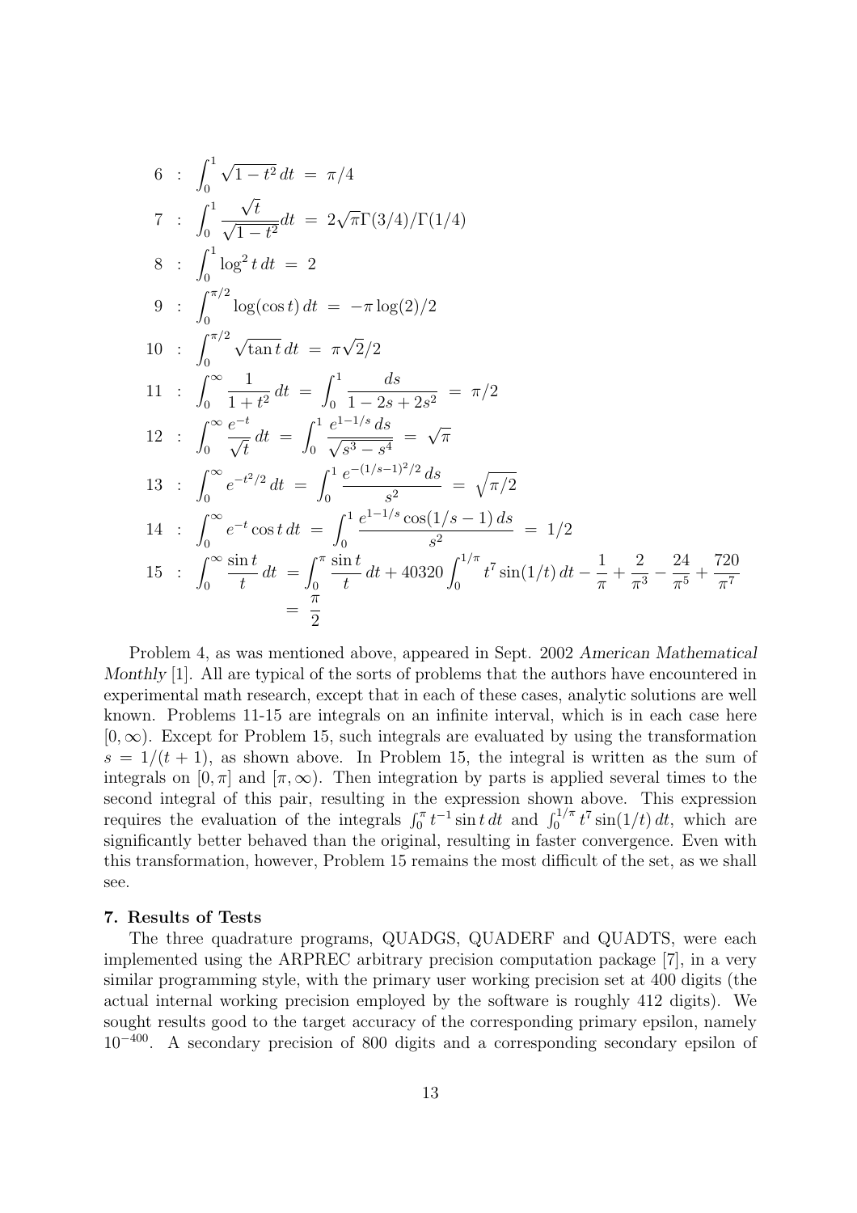$$
\begin{aligned}
6 &: \int_0^1 \sqrt{1-t^2}\, dt \;=\; \pi/4 \\
7 &: \int_0^1 \frac{\sqrt{t}}{\sqrt{1-t^2}} dt \;=\; 2\sqrt{\pi}\Gamma(3/4)/\Gamma(1/4) \\
8 &: \int_0^1 \log^2 t\, dt \;=\; 2 \\
9 &: \int_0^{\pi/2} \log(\cos t)\, dt \;=\; -\pi \log(2)/2 \\
10 &: \int_0^{\pi/2} \sqrt{\tan t}\, dt \;=\; \pi\sqrt{2}/2 \\
11 &: \int_0^\infty \frac{1}{1+t^2}\, dt \;=\; \int_0^1 \frac{ds}{1-2s+2s^2} \;=\; \pi/2 \\
12 &: \int_0^\infty \frac{e^{-t}}{\sqrt{t}}\, dt \;=\; \int_0^1 \frac{e^{1-1/s}\, ds}{\sqrt{s^3-s^4}} \;=\; \sqrt{\pi} \\
13 &: \int_0^\infty e^{-t^2/2}\, dt \;=\; \int_0^1 \frac{e^{-(1/s-1)^2/2}\, ds}{s^2} \;=\; \sqrt{\pi/2} \\
14 &: \int_0^\infty e^{-t} \cos t\, dt \;=\; \int_0^1 \frac{e^{1-1/s}\cos(1/s-1)\, ds}{s^2} \;=\; 1/2 \\
15 &: \int_0^\infty \frac{\sin t}{t}\, dt \;=\; \int_0^\pi \frac{\sin t}{t}\, dt + 40320 \int_0^{1/\pi} t^7 \sin(1/t)\, dt - \frac{1}{\pi} + \frac{2}{\pi^3} - \frac{24}{\pi^5} + \frac{720}{\pi^7} \\
&\qquad = \; \frac{\pi}{2}
\end{aligned}
$$

Problem 4, as was mentioned above, appeared in Sept. 2002 *American Mathematical Monthly* [1]. All are typical of the sorts of problems that the authors have encountered in experimental math research, except that in each of these cases, analytic solutions are well known. Problems 11-15 are integrals on an infinite interval, which is in each case here $[0, \infty)$. Except for Problem 15, such integrals are evaluated by using the transformation $s = 1/(t+1)$, as shown above. In Problem 15, the integral is written as the sum of integrals on $[0, \pi]$ and $[\pi, \infty)$. Then integration by parts is applied several times to the second integral of this pair, resulting in the expression shown above. This expression requires the evaluation of the integrals $\int_0^\pi t^{-1} \sin t\, dt$ and $\int_0^{1/\pi} t^7 \sin(1/t)\, dt$, which are significantly better behaved than the original, resulting in faster convergence. Even with this transformation, however, Problem 15 remains the most difficult of the set, as we shall see.

**7. Results of Tests**

The three quadrature programs, QUADGS, QUADERF and QUADTS, were each implemented using the ARPREC arbitrary precision computation package [7], in a very similar programming style, with the primary user working precision set at 400 digits (the actual internal working precision employed by the software is roughly 412 digits). We sought results good to the target accuracy of the corresponding primary epsilon, namely $10^{-400}$. A secondary precision of 800 digits and a corresponding secondary epsilon of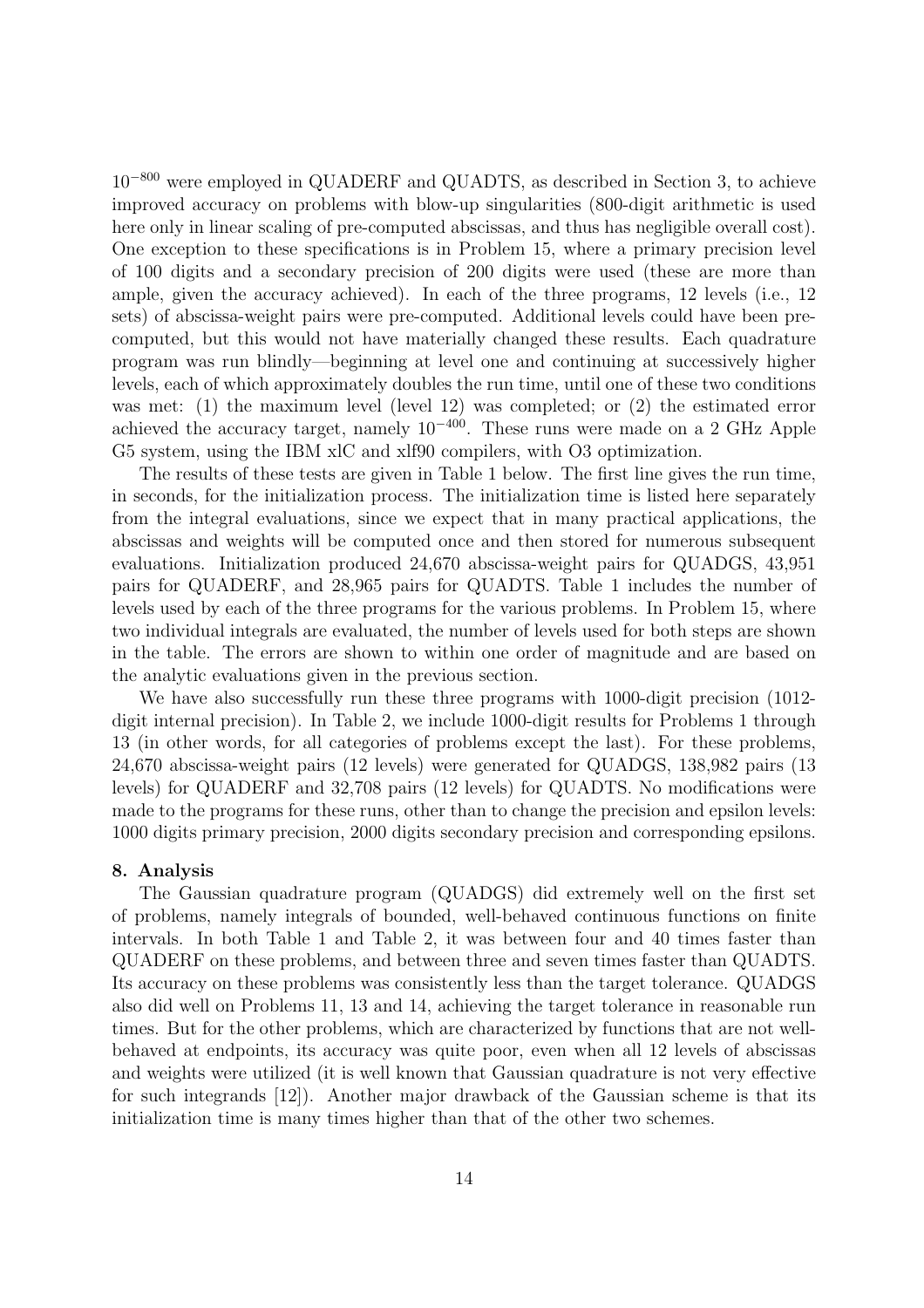$10^{-800}$ were employed in QUADERF and QUADTS, as described in Section 3, to achieve improved accuracy on problems with blow-up singularities (800-digit arithmetic is used here only in linear scaling of pre-computed abscissas, and thus has negligible overall cost). One exception to these specifications is in Problem 15, where a primary precision level of 100 digits and a secondary precision of 200 digits were used (these are more than ample, given the accuracy achieved). In each of the three programs, 12 levels (i.e., 12 sets) of abscissa-weight pairs were pre-computed. Additional levels could have been pre-computed, but this would not have materially changed these results. Each quadrature program was run blindly—beginning at level one and continuing at successively higher levels, each of which approximately doubles the run time, until one of these two conditions was met: (1) the maximum level (level 12) was completed; or (2) the estimated error achieved the accuracy target, namely $10^{-400}$. These runs were made on a 2 GHz Apple G5 system, using the IBM xlC and xlf90 compilers, with O3 optimization.

The results of these tests are given in Table 1 below. The first line gives the run time, in seconds, for the initialization process. The initialization time is listed here separately from the integral evaluations, since we expect that in many practical applications, the abscissas and weights will be computed once and then stored for numerous subsequent evaluations. Initialization produced 24,670 abscissa-weight pairs for QUADGS, 43,951 pairs for QUADERF, and 28,965 pairs for QUADTS. Table 1 includes the number of levels used by each of the three programs for the various problems. In Problem 15, where two individual integrals are evaluated, the number of levels used for both steps are shown in the table. The errors are shown to within one order of magnitude and are based on the analytic evaluations given in the previous section.

We have also successfully run these three programs with 1000-digit precision (1012-digit internal precision). In Table 2, we include 1000-digit results for Problems 1 through 13 (in other words, for all categories of problems except the last). For these problems, 24,670 abscissa-weight pairs (12 levels) were generated for QUADGS, 138,982 pairs (13 levels) for QUADERF and 32,708 pairs (12 levels) for QUADTS. No modifications were made to the programs for these runs, other than to change the precision and epsilon levels: 1000 digits primary precision, 2000 digits secondary precision and corresponding epsilons.

**8. Analysis**

The Gaussian quadrature program (QUADGS) did extremely well on the first set of problems, namely integrals of bounded, well-behaved continuous functions on finite intervals. In both Table 1 and Table 2, it was between four and 40 times faster than QUADERF on these problems, and between three and seven times faster than QUADTS. Its accuracy on these problems was consistently less than the target tolerance. QUADGS also did well on Problems 11, 13 and 14, achieving the target tolerance in reasonable run times. But for the other problems, which are characterized by functions that are not well-behaved at endpoints, its accuracy was quite poor, even when all 12 levels of abscissas and weights were utilized (it is well known that Gaussian quadrature is not very effective for such integrands [12]). Another major drawback of the Gaussian scheme is that its initialization time is many times higher than that of the other two schemes.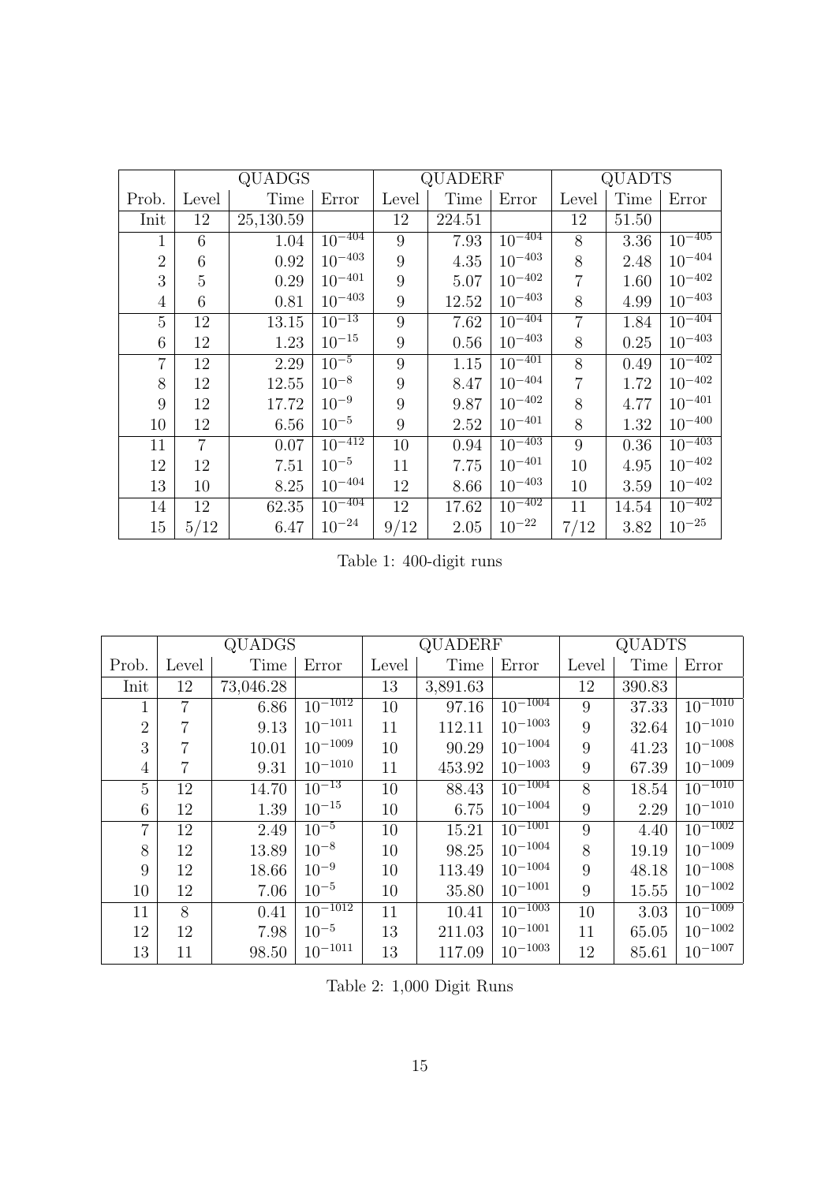| | QUADGS | | | QUADERF | | | QUADTS | | |
|---|---|---|---|---|---|---|---|---|---|
| Prob. | Level | Time | Error | Level | Time | Error | Level | Time | Error |
| Init | 12 | 25,130.59 | | 12 | 224.51 | | 12 | 51.50 | |
| 1 | 6 | 1.04 | $10^{-404}$ | 9 | 7.93 | $10^{-404}$ | 8 | 3.36 | $10^{-405}$ |
| 2 | 6 | 0.92 | $10^{-403}$ | 9 | 4.35 | $10^{-403}$ | 8 | 2.48 | $10^{-404}$ |
| 3 | 5 | 0.29 | $10^{-401}$ | 9 | 5.07 | $10^{-402}$ | 7 | 1.60 | $10^{-402}$ |
| 4 | 6 | 0.81 | $10^{-403}$ | 9 | 12.52 | $10^{-403}$ | 8 | 4.99 | $10^{-403}$ |
| 5 | 12 | 13.15 | $10^{-13}$ | 9 | 7.62 | $10^{-404}$ | 7 | 1.84 | $10^{-404}$ |
| 6 | 12 | 1.23 | $10^{-15}$ | 9 | 0.56 | $10^{-403}$ | 8 | 0.25 | $10^{-403}$ |
| 7 | 12 | 2.29 | $10^{-5}$ | 9 | 1.15 | $10^{-401}$ | 8 | 0.49 | $10^{-402}$ |
| 8 | 12 | 12.55 | $10^{-8}$ | 9 | 8.47 | $10^{-404}$ | 7 | 1.72 | $10^{-402}$ |
| 9 | 12 | 17.72 | $10^{-9}$ | 9 | 9.87 | $10^{-402}$ | 8 | 4.77 | $10^{-401}$ |
| 10 | 12 | 6.56 | $10^{-5}$ | 9 | 2.52 | $10^{-401}$ | 8 | 1.32 | $10^{-400}$ |
| 11 | 7 | 0.07 | $10^{-412}$ | 10 | 0.94 | $10^{-403}$ | 9 | 0.36 | $10^{-403}$ |
| 12 | 12 | 7.51 | $10^{-5}$ | 11 | 7.75 | $10^{-401}$ | 10 | 4.95 | $10^{-402}$ |
| 13 | 10 | 8.25 | $10^{-404}$ | 12 | 8.66 | $10^{-403}$ | 10 | 3.59 | $10^{-402}$ |
| 14 | 12 | 62.35 | $10^{-404}$ | 12 | 17.62 | $10^{-402}$ | 11 | 14.54 | $10^{-402}$ |
| 15 | 5/12 | 6.47 | $10^{-24}$ | 9/12 | 2.05 | $10^{-22}$ | 7/12 | 3.82 | $10^{-25}$ |

Table 1: 400-digit runs

| | QUADGS | | | QUADERF | | | QUADTS | | |
|---|---|---|---|---|---|---|---|---|---|
| Prob. | Level | Time | Error | Level | Time | Error | Level | Time | Error |
| Init | 12 | 73,046.28 | | 13 | 3,891.63 | | 12 | 390.83 | |
| 1 | 7 | 6.86 | $10^{-1012}$ | 10 | 97.16 | $10^{-1004}$ | 9 | 37.33 | $10^{-1010}$ |
| 2 | 7 | 9.13 | $10^{-1011}$ | 11 | 112.11 | $10^{-1003}$ | 9 | 32.64 | $10^{-1010}$ |
| 3 | 7 | 10.01 | $10^{-1009}$ | 10 | 90.29 | $10^{-1004}$ | 9 | 41.23 | $10^{-1008}$ |
| 4 | 7 | 9.31 | $10^{-1010}$ | 11 | 453.92 | $10^{-1003}$ | 9 | 67.39 | $10^{-1009}$ |
| 5 | 12 | 14.70 | $10^{-13}$ | 10 | 88.43 | $10^{-1004}$ | 8 | 18.54 | $10^{-1010}$ |
| 6 | 12 | 1.39 | $10^{-15}$ | 10 | 6.75 | $10^{-1004}$ | 9 | 2.29 | $10^{-1010}$ |
| 7 | 12 | 2.49 | $10^{-5}$ | 10 | 15.21 | $10^{-1001}$ | 9 | 4.40 | $10^{-1002}$ |
| 8 | 12 | 13.89 | $10^{-8}$ | 10 | 98.25 | $10^{-1004}$ | 8 | 19.19 | $10^{-1009}$ |
| 9 | 12 | 18.66 | $10^{-9}$ | 10 | 113.49 | $10^{-1004}$ | 9 | 48.18 | $10^{-1008}$ |
| 10 | 12 | 7.06 | $10^{-5}$ | 10 | 35.80 | $10^{-1001}$ | 9 | 15.55 | $10^{-1002}$ |
| 11 | 8 | 0.41 | $10^{-1012}$ | 11 | 10.41 | $10^{-1003}$ | 10 | 3.03 | $10^{-1009}$ |
| 12 | 12 | 7.98 | $10^{-5}$ | 13 | 211.03 | $10^{-1001}$ | 11 | 65.05 | $10^{-1002}$ |
| 13 | 11 | 98.50 | $10^{-1011}$ | 13 | 117.09 | $10^{-1003}$ | 12 | 85.61 | $10^{-1007}$ |

Table 2: 1,000 Digit Runs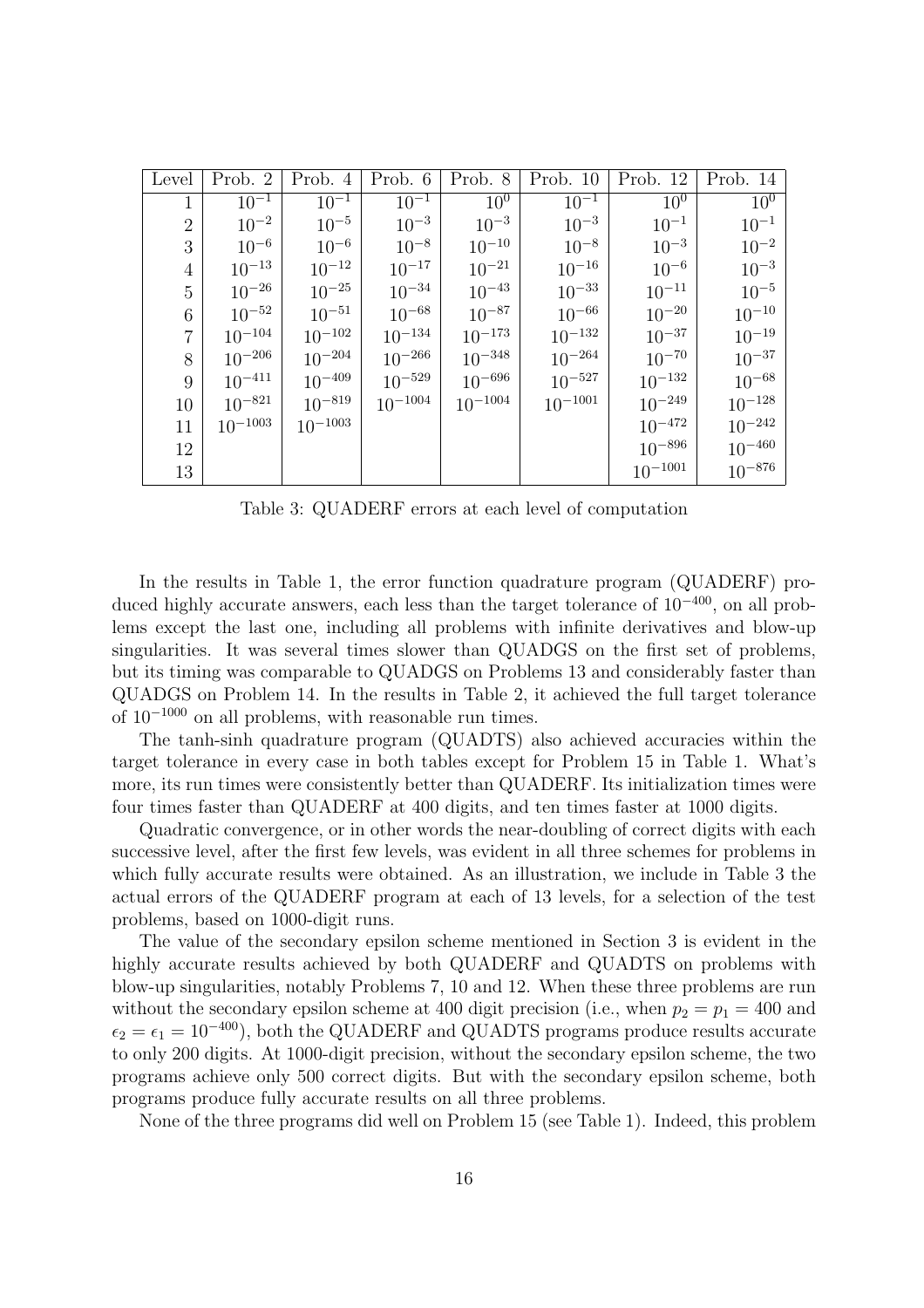| Level | Prob. 2 | Prob. 4 | Prob. 6 | Prob. 8 | Prob. 10 | Prob. 12 | Prob. 14 |
|---|---|---|---|---|---|---|---|
| 1 | $10^{-1}$ | $10^{-1}$ | $10^{-1}$ | $10^{0}$ | $10^{-1}$ | $10^{0}$ | $10^{0}$ |
| 2 | $10^{-2}$ | $10^{-5}$ | $10^{-3}$ | $10^{-3}$ | $10^{-3}$ | $10^{-1}$ | $10^{-1}$ |
| 3 | $10^{-6}$ | $10^{-6}$ | $10^{-8}$ | $10^{-10}$ | $10^{-8}$ | $10^{-3}$ | $10^{-2}$ |
| 4 | $10^{-13}$ | $10^{-12}$ | $10^{-17}$ | $10^{-21}$ | $10^{-16}$ | $10^{-6}$ | $10^{-3}$ |
| 5 | $10^{-26}$ | $10^{-25}$ | $10^{-34}$ | $10^{-43}$ | $10^{-33}$ | $10^{-11}$ | $10^{-5}$ |
| 6 | $10^{-52}$ | $10^{-51}$ | $10^{-68}$ | $10^{-87}$ | $10^{-66}$ | $10^{-20}$ | $10^{-10}$ |
| 7 | $10^{-104}$ | $10^{-102}$ | $10^{-134}$ | $10^{-173}$ | $10^{-132}$ | $10^{-37}$ | $10^{-19}$ |
| 8 | $10^{-206}$ | $10^{-204}$ | $10^{-266}$ | $10^{-348}$ | $10^{-264}$ | $10^{-70}$ | $10^{-37}$ |
| 9 | $10^{-411}$ | $10^{-409}$ | $10^{-529}$ | $10^{-696}$ | $10^{-527}$ | $10^{-132}$ | $10^{-68}$ |
| 10 | $10^{-821}$ | $10^{-819}$ | $10^{-1004}$ | $10^{-1004}$ | $10^{-1001}$ | $10^{-249}$ | $10^{-128}$ |
| 11 | $10^{-1003}$ | $10^{-1003}$ | | | | $10^{-472}$ | $10^{-242}$ |
| 12 | | | | | | $10^{-896}$ | $10^{-460}$ |
| 13 | | | | | | $10^{-1001}$ | $10^{-876}$ |

Table 3: QUADERF errors at each level of computation

In the results in Table 1, the error function quadrature program (QUADERF) produced highly accurate answers, each less than the target tolerance of $10^{-400}$, on all problems except the last one, including all problems with infinite derivatives and blow-up singularities. It was several times slower than QUADGS on the first set of problems, but its timing was comparable to QUADGS on Problems 13 and considerably faster than QUADGS on Problem 14. In the results in Table 2, it achieved the full target tolerance of $10^{-1000}$ on all problems, with reasonable run times.

The tanh-sinh quadrature program (QUADTS) also achieved accuracies within the target tolerance in every case in both tables except for Problem 15 in Table 1. What's more, its run times were consistently better than QUADERF. Its initialization times were four times faster than QUADERF at 400 digits, and ten times faster at 1000 digits.

Quadratic convergence, or in other words the near-doubling of correct digits with each successive level, after the first few levels, was evident in all three schemes for problems in which fully accurate results were obtained. As an illustration, we include in Table 3 the actual errors of the QUADERF program at each of 13 levels, for a selection of the test problems, based on 1000-digit runs.

The value of the secondary epsilon scheme mentioned in Section 3 is evident in the highly accurate results achieved by both QUADERF and QUADTS on problems with blow-up singularities, notably Problems 7, 10 and 12. When these three problems are run without the secondary epsilon scheme at 400 digit precision (i.e., when $p_2 = p_1 = 400$ and $\epsilon_2 = \epsilon_1 = 10^{-400}$), both the QUADERF and QUADTS programs produce results accurate to only 200 digits. At 1000-digit precision, without the secondary epsilon scheme, the two programs achieve only 500 correct digits. But with the secondary epsilon scheme, both programs produce fully accurate results on all three problems.

None of the three programs did well on Problem 15 (see Table 1). Indeed, this problem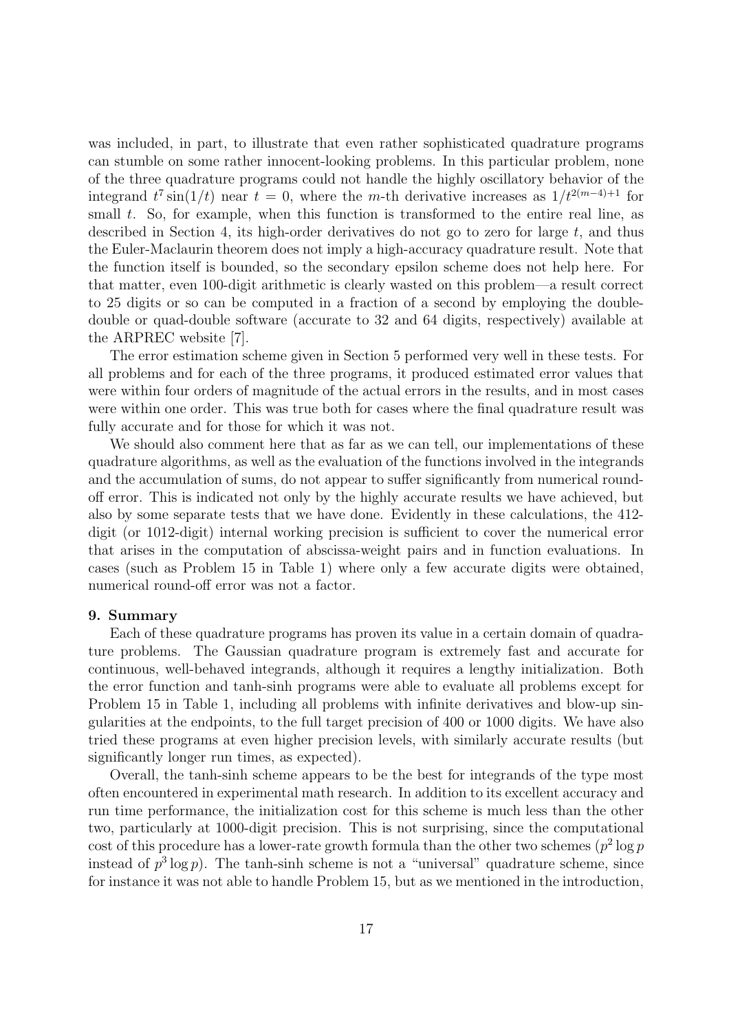was included, in part, to illustrate that even rather sophisticated quadrature programs can stumble on some rather innocent-looking problems. In this particular problem, none of the three quadrature programs could not handle the highly oscillatory behavior of the integrand $t^7 \sin(1/t)$ near $t = 0$, where the $m$-th derivative increases as $1/t^{2(m-4)+1}$ for small $t$. So, for example, when this function is transformed to the entire real line, as described in Section 4, its high-order derivatives do not go to zero for large $t$, and thus the Euler-Maclaurin theorem does not imply a high-accuracy quadrature result. Note that the function itself is bounded, so the secondary epsilon scheme does not help here. For that matter, even 100-digit arithmetic is clearly wasted on this problem—a result correct to 25 digits or so can be computed in a fraction of a second by employing the double-double or quad-double software (accurate to 32 and 64 digits, respectively) available at the ARPREC website [7].

The error estimation scheme given in Section 5 performed very well in these tests. For all problems and for each of the three programs, it produced estimated error values that were within four orders of magnitude of the actual errors in the results, and in most cases were within one order. This was true both for cases where the final quadrature result was fully accurate and for those for which it was not.

We should also comment here that as far as we can tell, our implementations of these quadrature algorithms, as well as the evaluation of the functions involved in the integrands and the accumulation of sums, do not appear to suffer significantly from numerical round-off error. This is indicated not only by the highly accurate results we have achieved, but also by some separate tests that we have done. Evidently in these calculations, the 412-digit (or 1012-digit) internal working precision is sufficient to cover the numerical error that arises in the computation of abscissa-weight pairs and in function evaluations. In cases (such as Problem 15 in Table 1) where only a few accurate digits were obtained, numerical round-off error was not a factor.

**9. Summary**

Each of these quadrature programs has proven its value in a certain domain of quadrature problems. The Gaussian quadrature program is extremely fast and accurate for continuous, well-behaved integrands, although it requires a lengthy initialization. Both the error function and tanh-sinh programs were able to evaluate all problems except for Problem 15 in Table 1, including all problems with infinite derivatives and blow-up singularities at the endpoints, to the full target precision of 400 or 1000 digits. We have also tried these programs at even higher precision levels, with similarly accurate results (but significantly longer run times, as expected).

Overall, the tanh-sinh scheme appears to be the best for integrands of the type most often encountered in experimental math research. In addition to its excellent accuracy and run time performance, the initialization cost for this scheme is much less than the other two, particularly at 1000-digit precision. This is not surprising, since the computational cost of this procedure has a lower-rate growth formula than the other two schemes ($p^2 \log p$ instead of $p^3 \log p$). The tanh-sinh scheme is not a "universal" quadrature scheme, since for instance it was not able to handle Problem 15, but as we mentioned in the introduction,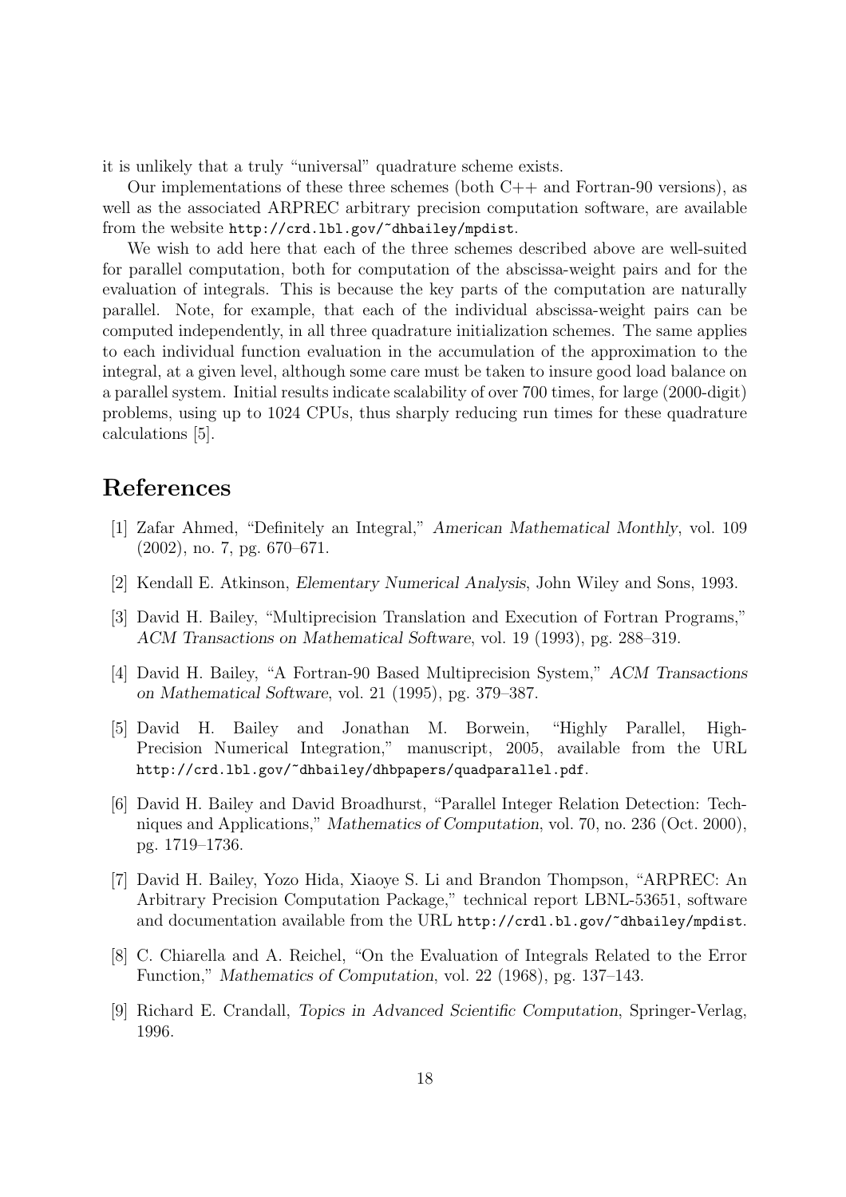it is unlikely that a truly "universal" quadrature scheme exists.

Our implementations of these three schemes (both C++ and Fortran-90 versions), as well as the associated ARPREC arbitrary precision computation software, are available from the website `http://crd.lbl.gov/~dhbailey/mpdist`.

We wish to add here that each of the three schemes described above are well-suited for parallel computation, both for computation of the abscissa-weight pairs and for the evaluation of integrals. This is because the key parts of the computation are naturally parallel. Note, for example, that each of the individual abscissa-weight pairs can be computed independently, in all three quadrature initialization schemes. The same applies to each individual function evaluation in the accumulation of the approximation to the integral, at a given level, although some care must be taken to insure good load balance on a parallel system. Initial results indicate scalability of over 700 times, for large (2000-digit) problems, using up to 1024 CPUs, thus sharply reducing run times for these quadrature calculations [5].

# References

[1] Zafar Ahmed, "Definitely an Integral," *American Mathematical Monthly*, vol. 109 (2002), no. 7, pg. 670–671.

[2] Kendall E. Atkinson, *Elementary Numerical Analysis*, John Wiley and Sons, 1993.

[3] David H. Bailey, "Multiprecision Translation and Execution of Fortran Programs," *ACM Transactions on Mathematical Software*, vol. 19 (1993), pg. 288–319.

[4] David H. Bailey, "A Fortran-90 Based Multiprecision System," *ACM Transactions on Mathematical Software*, vol. 21 (1995), pg. 379–387.

[5] David H. Bailey and Jonathan M. Borwein, "Highly Parallel, High-Precision Numerical Integration," manuscript, 2005, available from the URL `http://crd.lbl.gov/~dhbailey/dhbpapers/quadparallel.pdf`.

[6] David H. Bailey and David Broadhurst, "Parallel Integer Relation Detection: Techniques and Applications," *Mathematics of Computation*, vol. 70, no. 236 (Oct. 2000), pg. 1719–1736.

[7] David H. Bailey, Yozo Hida, Xiaoye S. Li and Brandon Thompson, "ARPREC: An Arbitrary Precision Computation Package," technical report LBNL-53651, software and documentation available from the URL `http://crdl.bl.gov/~dhbailey/mpdist`.

[8] C. Chiarella and A. Reichel, "On the Evaluation of Integrals Related to the Error Function," *Mathematics of Computation*, vol. 22 (1968), pg. 137–143.

[9] Richard E. Crandall, *Topics in Advanced Scientific Computation*, Springer-Verlag, 1996.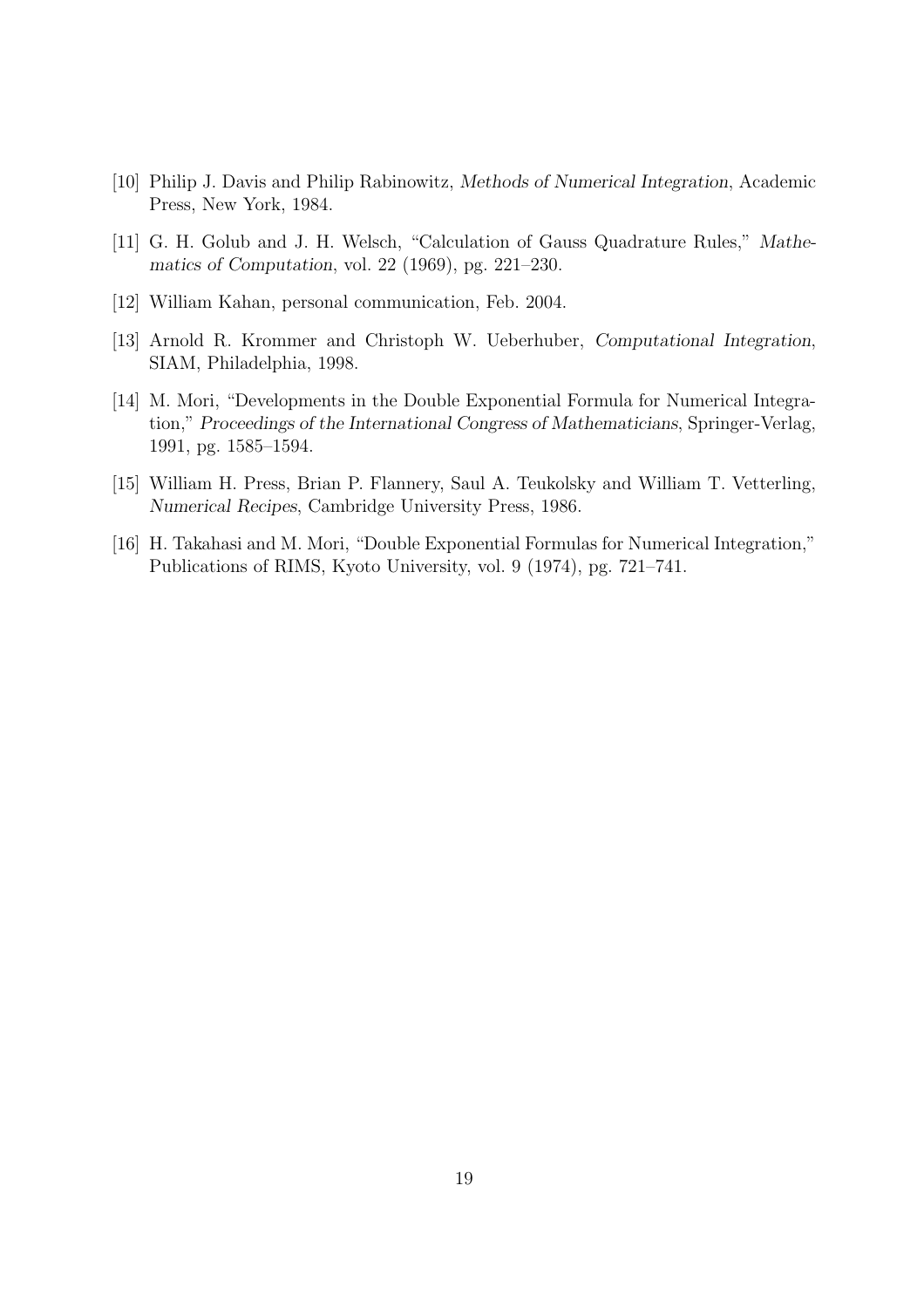[10] Philip J. Davis and Philip Rabinowitz, *Methods of Numerical Integration*, Academic Press, New York, 1984.

[11] G. H. Golub and J. H. Welsch, "Calculation of Gauss Quadrature Rules," *Mathematics of Computation*, vol. 22 (1969), pg. 221–230.

[12] William Kahan, personal communication, Feb. 2004.

[13] Arnold R. Krommer and Christoph W. Ueberhuber, *Computational Integration*, SIAM, Philadelphia, 1998.

[14] M. Mori, "Developments in the Double Exponential Formula for Numerical Integration," *Proceedings of the International Congress of Mathematicians*, Springer-Verlag, 1991, pg. 1585–1594.

[15] William H. Press, Brian P. Flannery, Saul A. Teukolsky and William T. Vetterling, *Numerical Recipes*, Cambridge University Press, 1986.

[16] H. Takahasi and M. Mori, "Double Exponential Formulas for Numerical Integration," Publications of RIMS, Kyoto University, vol. 9 (1974), pg. 721–741.